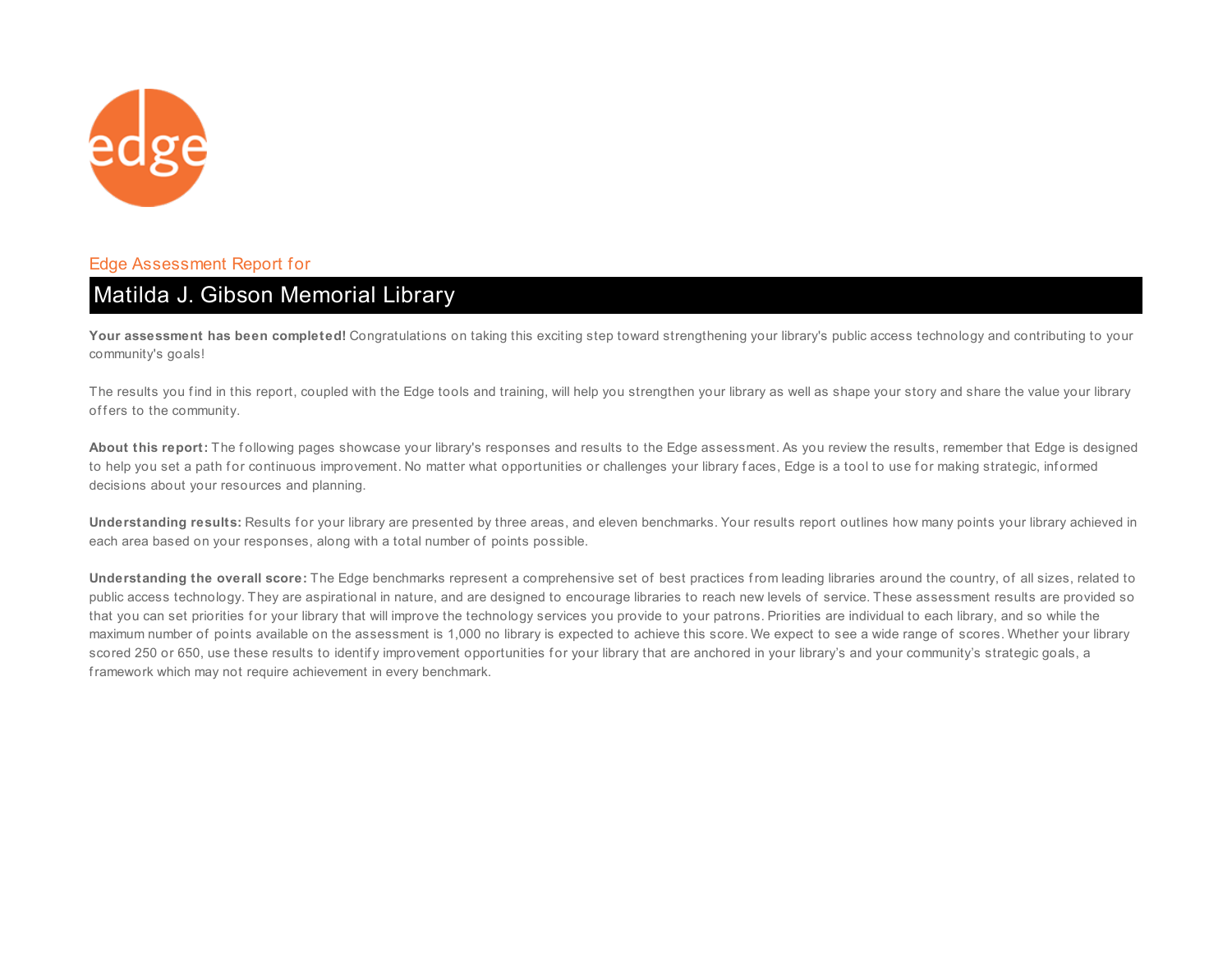edge

Edge Assessment Report for

# Matilda J. Gibson Memorial Library

**Your assessment has been completed!** Congratulations on taking this exciting step toward strengthening your library's public access technology and contributing to your community's goals!

The results you find in this report, coupled with the Edge tools and training, will help you strengthen your library as well as shape your story and share the value your library offers to the community.

**About this report:** The following pages showcase your library's responses and results to the Edge assessment. As you review the results, remember that Edge is designed to help you set a path for continuous improvement. No matter what opportunities or challenges your library faces, Edge is a tool to use for making strategic, informed decisions about your resources and planning.

**Understanding results:** Results for your library are presented by three areas, and eleven benchmarks. Your results report outlines how many points your library achieved in each area based on your responses, along with a total number of points possible.

**Understanding the overall score:** The Edge benchmarks represent a comprehensive set of best practices from leading libraries around the country, of all sizes, related to public access technology. They are aspirational in nature, and are designed to encourage libraries to reach new levels of service. These assessment results are provided so that you can set priorities for your library that will improve the technology services you provide to your patrons. Priorities are individual to each library, and so while the maximum number of points available on the assessment is 1,000 no library is expected to achieve this score. We expect to see a wide range of scores. Whether your library scored 250 or 650, use these results to identify improvement opportunities for your library that are anchored in your library's and your community's strategic goals, a framework which may not require achievement in every benchmark.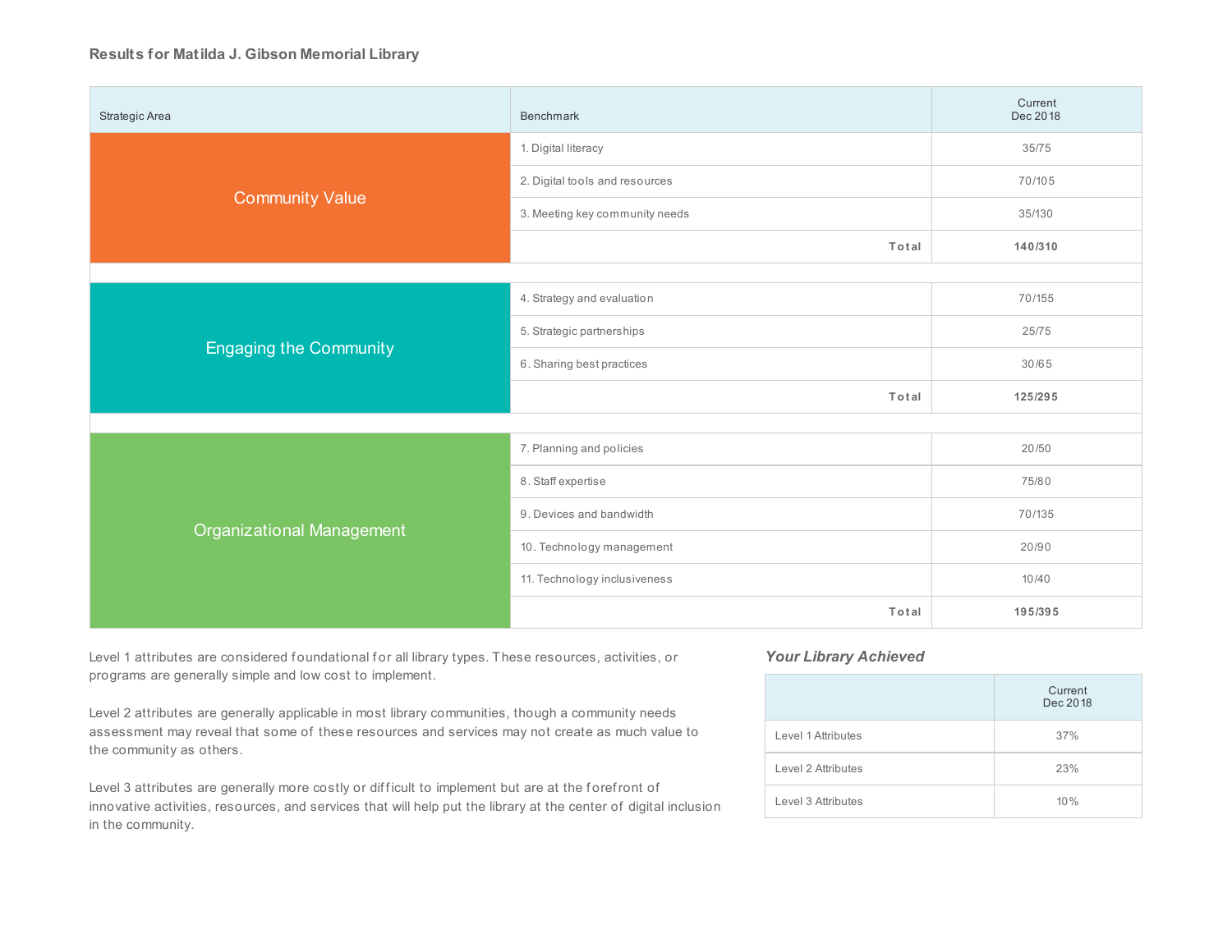### Results for Matilda J. Gibson Memorial Library

| Strategic Area | Benchmark | Current Dec 2018 |
|---|---|---|
| Community Value | 1. Digital literacy | 35/75 |
| | 2. Digital tools and resources | 70/105 |
| | 3. Meeting key community needs | 35/130 |
| | **Total** | **140/310** |
| Engaging the Community | 4. Strategy and evaluation | 70/155 |
| | 5. Strategic partnerships | 25/75 |
| | 6. Sharing best practices | 30/65 |
| | **Total** | **125/295** |
| Organizational Management | 7. Planning and policies | 20/50 |
| | 8. Staff expertise | 75/80 |
| | 9. Devices and bandwidth | 70/135 |
| | 10. Technology management | 20/90 |
| | 11. Technology inclusiveness | 10/40 |
| | **Total** | **195/395** |

Level 1 attributes are considered foundational for all library types. These resources, activities, or programs are generally simple and low cost to implement.

Level 2 attributes are generally applicable in most library communities, though a community needs assessment may reveal that some of these resources and services may not create as much value to the community as others.

Level 3 attributes are generally more costly or difficult to implement but are at the forefront of innovative activities, resources, and services that will help put the library at the center of digital inclusion in the community.

***Your Library Achieved***

| | Current Dec 2018 |
|---|---|
| Level 1 Attributes | 37% |
| Level 2 Attributes | 23% |
| Level 3 Attributes | 10% |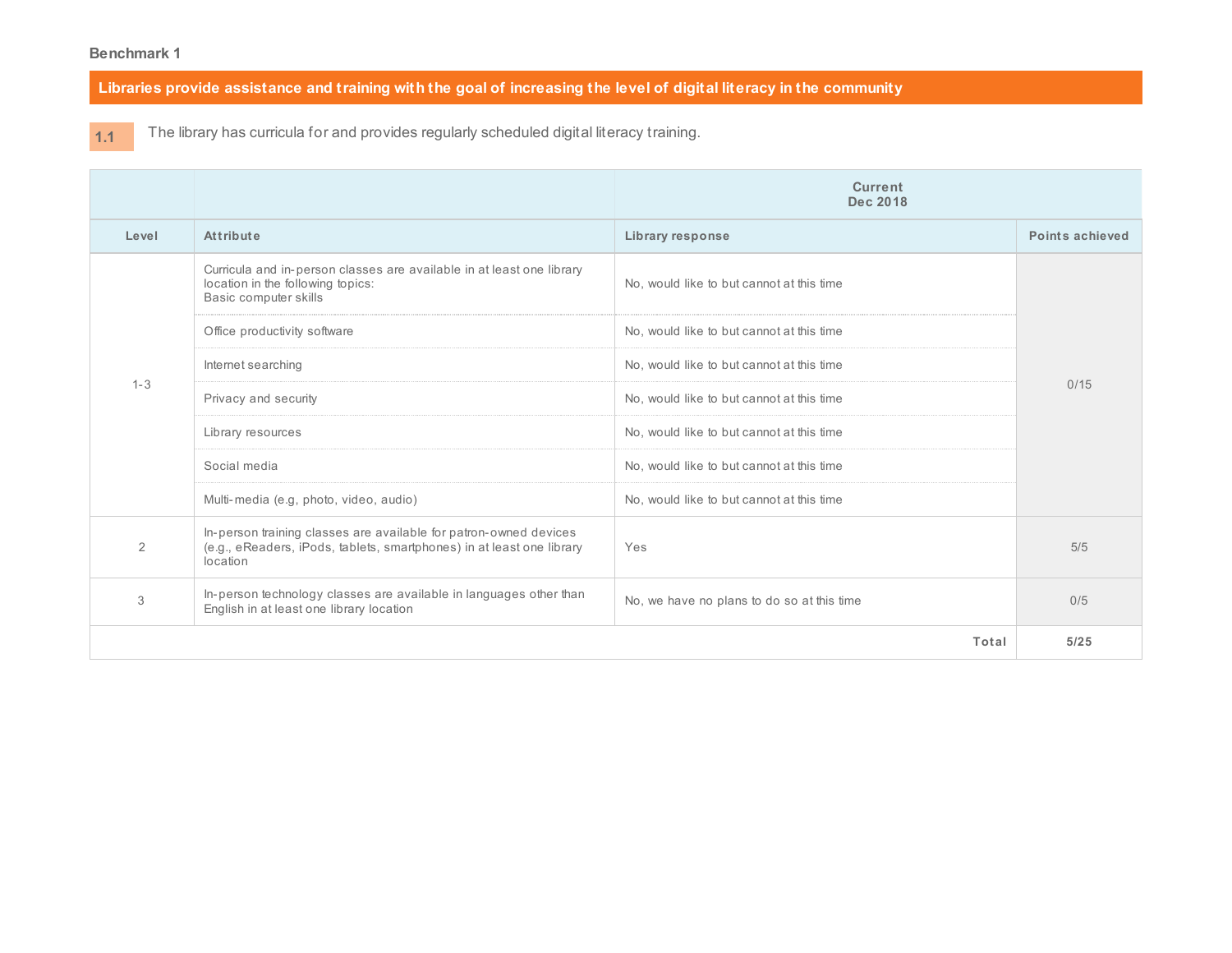**Benchmark 1**

## Libraries provide assistance and training with the goal of increasing the level of digital literacy in the community

**1.1** The library has curricula for and provides regularly scheduled digital literacy training.

| | | Current Dec 2018 | |
|---|---|---|---|
| **Level** | **Attribute** | **Library response** | **Points achieved** |
| 1-3 | Curricula and in-person classes are available in at least one library location in the following topics: Basic computer skills | No, would like to but cannot at this time | 0/15 |
| | Office productivity software | No, would like to but cannot at this time | |
| | Internet searching | No, would like to but cannot at this time | |
| | Privacy and security | No, would like to but cannot at this time | |
| | Library resources | No, would like to but cannot at this time | |
| | Social media | No, would like to but cannot at this time | |
| | Multi-media (e.g, photo, video, audio) | No, would like to but cannot at this time | |
| 2 | In-person training classes are available for patron-owned devices (e.g., eReaders, iPods, tablets, smartphones) in at least one library location | Yes | 5/5 |
| 3 | In-person technology classes are available in languages other than English in at least one library location | No, we have no plans to do so at this time | 0/5 |
| | | **Total** | **5/25** |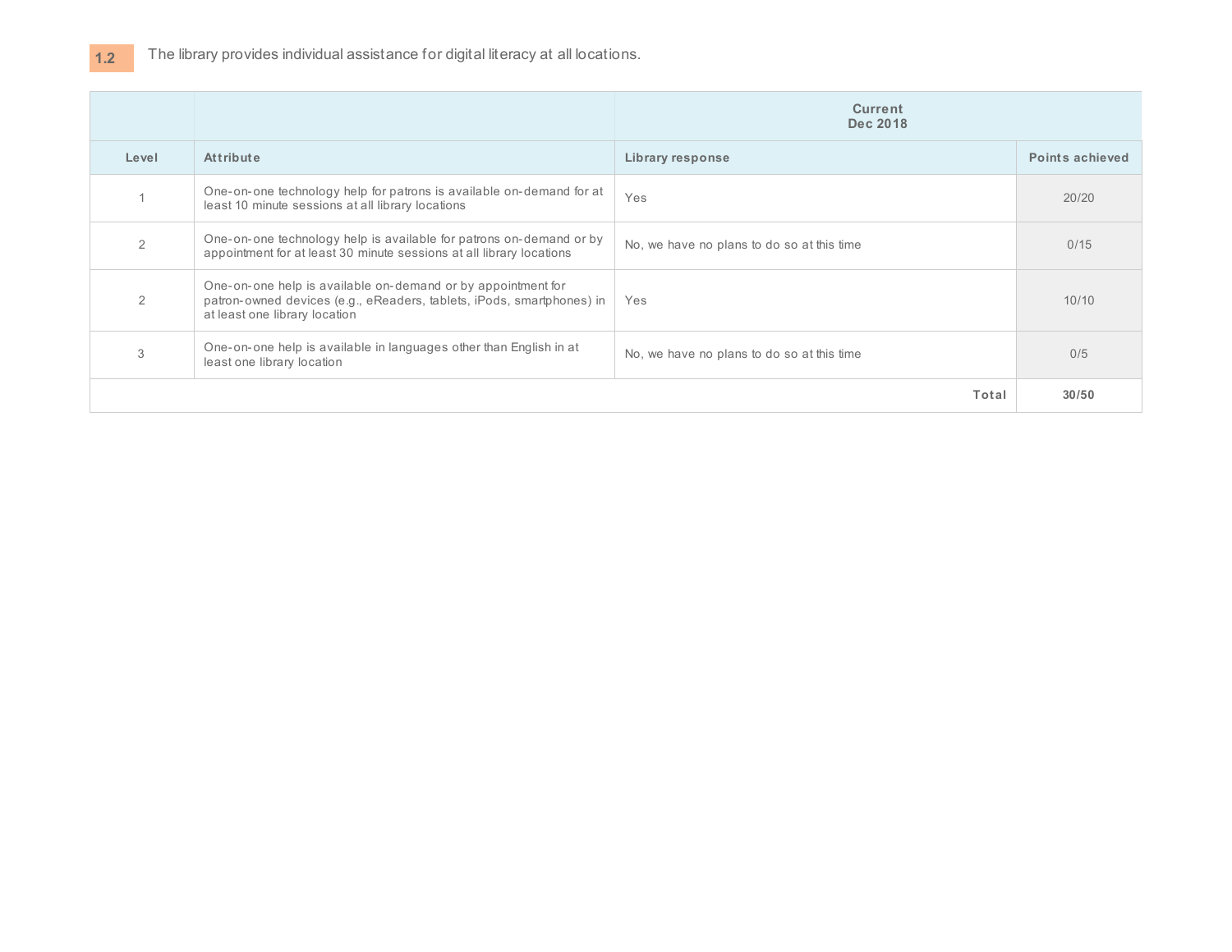**1.2** The library provides individual assistance for digital literacy at all locations.

| | | Current Dec 2018 | |
|---|---|---|---|
| **Level** | **Attribute** | **Library response** | **Points achieved** |
| 1 | One-on-one technology help for patrons is available on-demand for at least 10 minute sessions at all library locations | Yes | 20/20 |
| 2 | One-on-one technology help is available for patrons on-demand or by appointment for at least 30 minute sessions at all library locations | No, we have no plans to do so at this time | 0/15 |
| 2 | One-on-one help is available on-demand or by appointment for patron-owned devices (e.g., eReaders, tablets, iPods, smartphones) in at least one library location | Yes | 10/10 |
| 3 | One-on-one help is available in languages other than English in at least one library location | No, we have no plans to do so at this time | 0/5 |
| | | **Total** | **30/50** |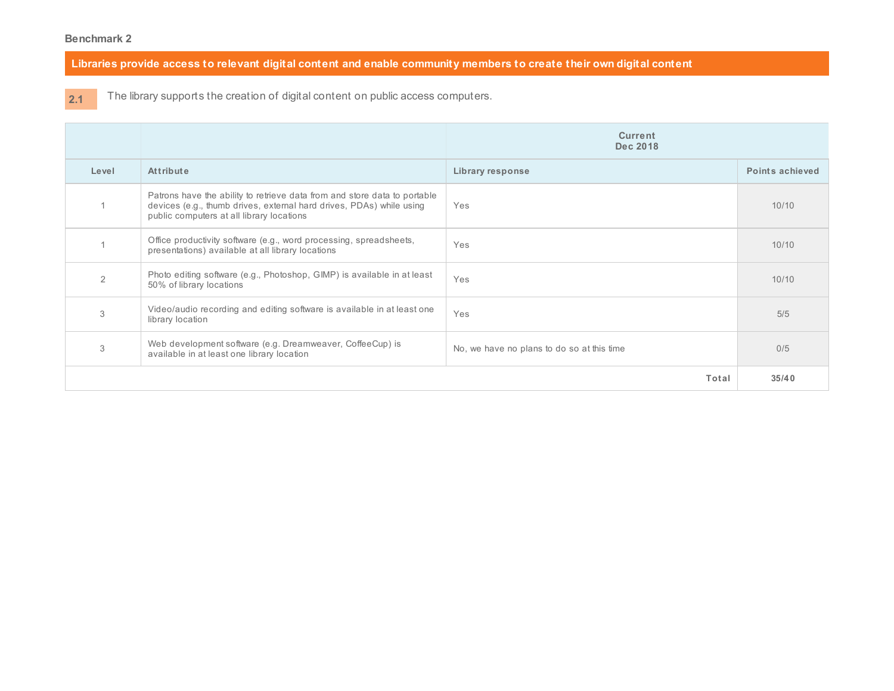**Benchmark 2**

## Libraries provide access to relevant digital content and enable community members to create their own digital content

**2.1** The library supports the creation of digital content on public access computers.

| | | Current Dec 2018 | |
|---|---|---|---|
| **Level** | **Attribute** | **Library response** | **Points achieved** |
| 1 | Patrons have the ability to retrieve data from and store data to portable devices (e.g., thumb drives, external hard drives, PDAs) while using public computers at all library locations | Yes | 10/10 |
| 1 | Office productivity software (e.g., word processing, spreadsheets, presentations) available at all library locations | Yes | 10/10 |
| 2 | Photo editing software (e.g., Photoshop, GIMP) is available in at least 50% of library locations | Yes | 10/10 |
| 3 | Video/audio recording and editing software is available in at least one library location | Yes | 5/5 |
| 3 | Web development software (e.g. Dreamweaver, CoffeeCup) is available in at least one library location | No, we have no plans to do so at this time | 0/5 |
| | | **Total** | **35/40** |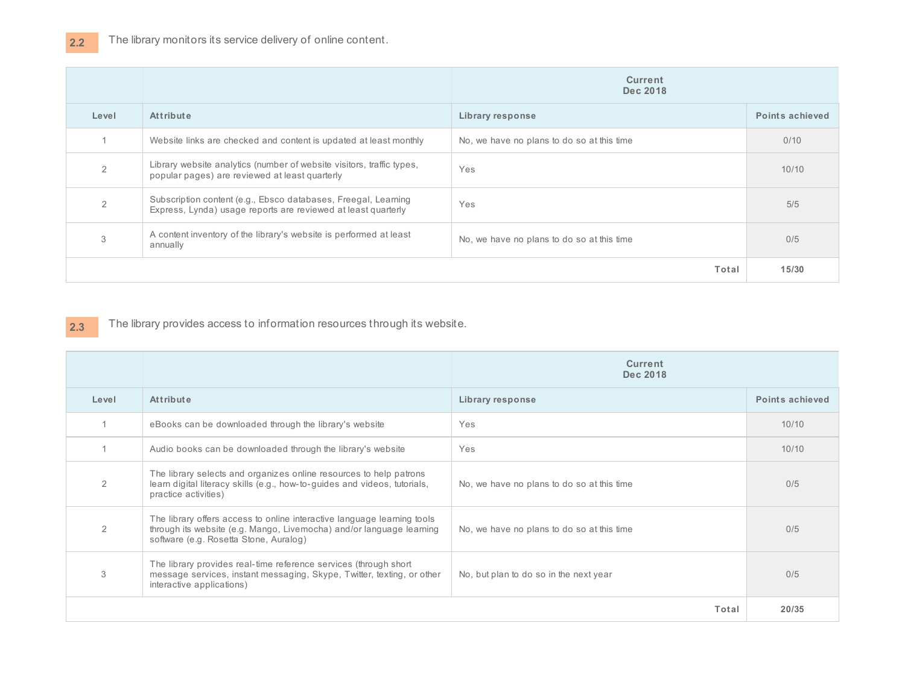**2.2** The library monitors its service delivery of online content.

| | | Current Dec 2018 | |
|---|---|---|---|
| **Level** | **Attribute** | **Library response** | **Points achieved** |
| 1 | Website links are checked and content is updated at least monthly | No, we have no plans to do so at this time | 0/10 |
| 2 | Library website analytics (number of website visitors, traffic types, popular pages) are reviewed at least quarterly | Yes | 10/10 |
| 2 | Subscription content (e.g., Ebsco databases, Freegal, Learning Express, Lynda) usage reports are reviewed at least quarterly | Yes | 5/5 |
| 3 | A content inventory of the library's website is performed at least annually | No, we have no plans to do so at this time | 0/5 |
| | | **Total** | **15/30** |

**2.3** The library provides access to information resources through its website.

| | | Current Dec 2018 | |
|---|---|---|---|
| **Level** | **Attribute** | **Library response** | **Points achieved** |
| 1 | eBooks can be downloaded through the library's website | Yes | 10/10 |
| 1 | Audio books can be downloaded through the library's website | Yes | 10/10 |
| 2 | The library selects and organizes online resources to help patrons learn digital literacy skills (e.g., how-to-guides and videos, tutorials, practice activities) | No, we have no plans to do so at this time | 0/5 |
| 2 | The library offers access to online interactive language learning tools through its website (e.g. Mango, Livemocha) and/or language learning software (e.g. Rosetta Stone, Auralog) | No, we have no plans to do so at this time | 0/5 |
| 3 | The library provides real-time reference services (through short message services, instant messaging, Skype, Twitter, texting, or other interactive applications) | No, but plan to do so in the next year | 0/5 |
| | | **Total** | **20/35** |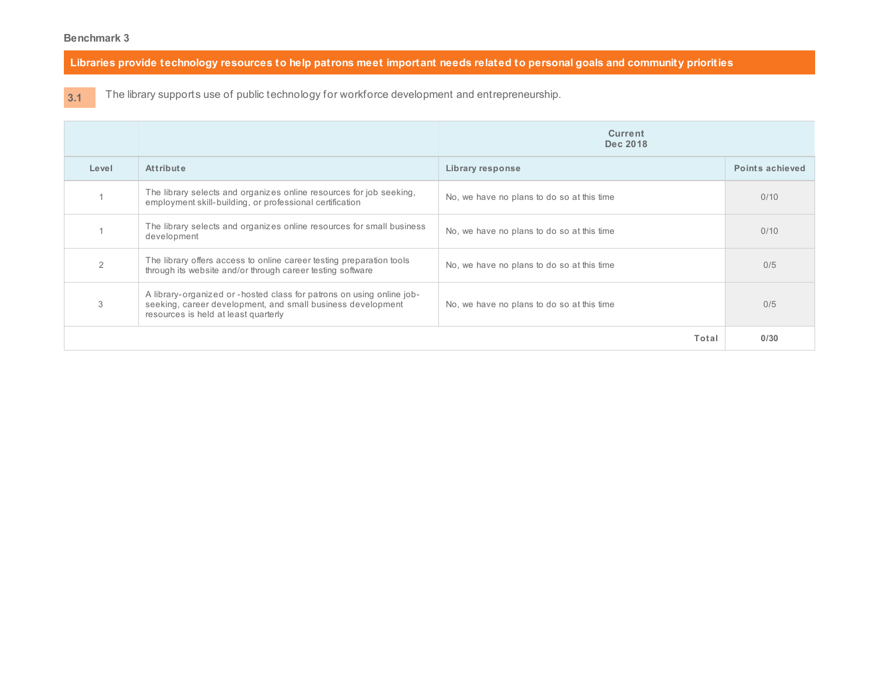**Benchmark 3**

## Libraries provide technology resources to help patrons meet important needs related to personal goals and community priorities

**3.1** The library supports use of public technology for workforce development and entrepreneurship.

| | | Current Dec 2018 | |
|---|---|---|---|
| **Level** | **Attribute** | **Library response** | **Points achieved** |
| 1 | The library selects and organizes online resources for job seeking, employment skill-building, or professional certification | No, we have no plans to do so at this time | 0/10 |
| 1 | The library selects and organizes online resources for small business development | No, we have no plans to do so at this time | 0/10 |
| 2 | The library offers access to online career testing preparation tools through its website and/or through career testing software | No, we have no plans to do so at this time | 0/5 |
| 3 | A library-organized or -hosted class for patrons on using online job-seeking, career development, and small business development resources is held at least quarterly | No, we have no plans to do so at this time | 0/5 |
| | | **Total** | **0/30** |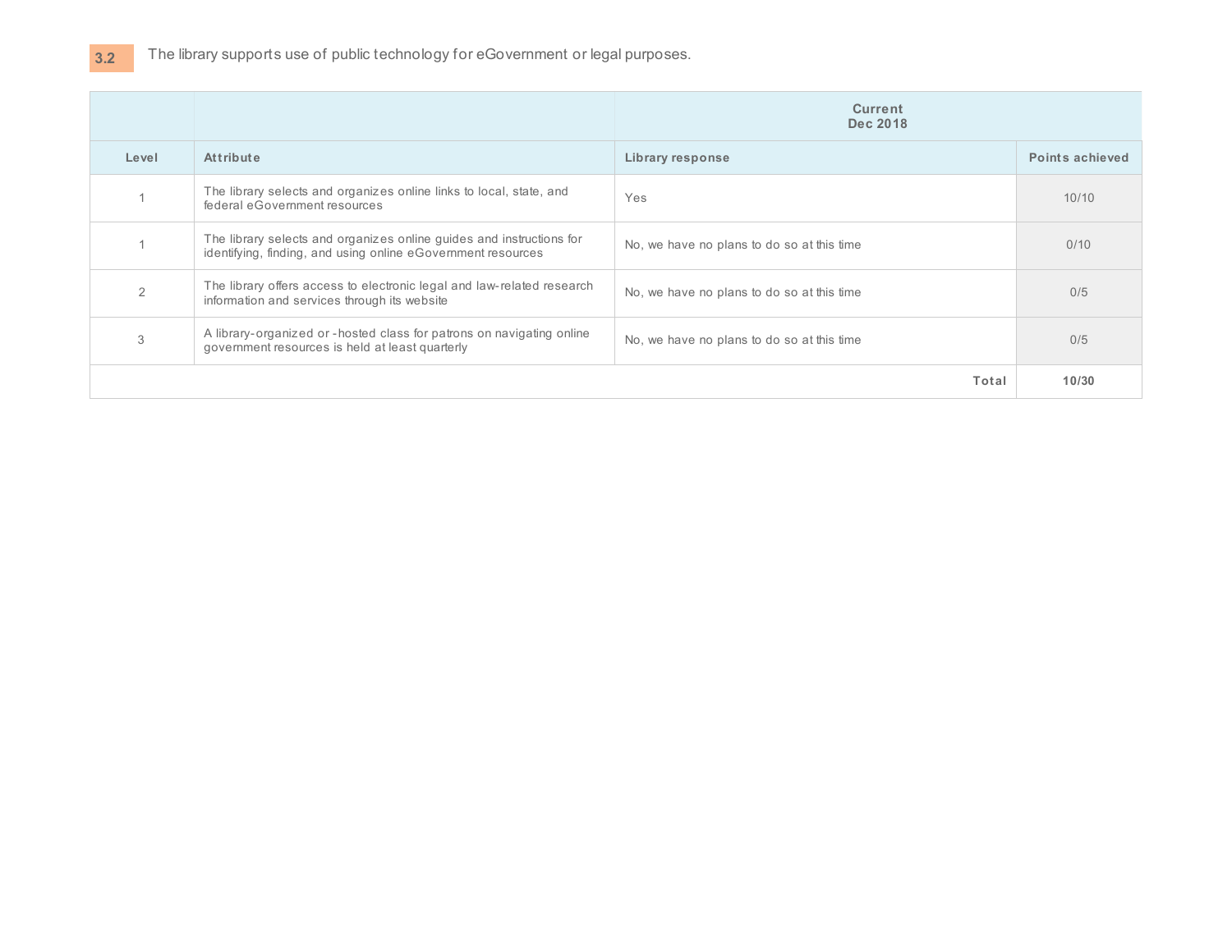**3.2** The library supports use of public technology for eGovernment or legal purposes.

| | | Current Dec 2018 | |
|---|---|---|---|
| **Level** | **Attribute** | **Library response** | **Points achieved** |
| 1 | The library selects and organizes online links to local, state, and federal eGovernment resources | Yes | 10/10 |
| 1 | The library selects and organizes online guides and instructions for identifying, finding, and using online eGovernment resources | No, we have no plans to do so at this time | 0/10 |
| 2 | The library offers access to electronic legal and law-related research information and services through its website | No, we have no plans to do so at this time | 0/5 |
| 3 | A library-organized or -hosted class for patrons on navigating online government resources is held at least quarterly | No, we have no plans to do so at this time | 0/5 |
| | | **Total** | **10/30** |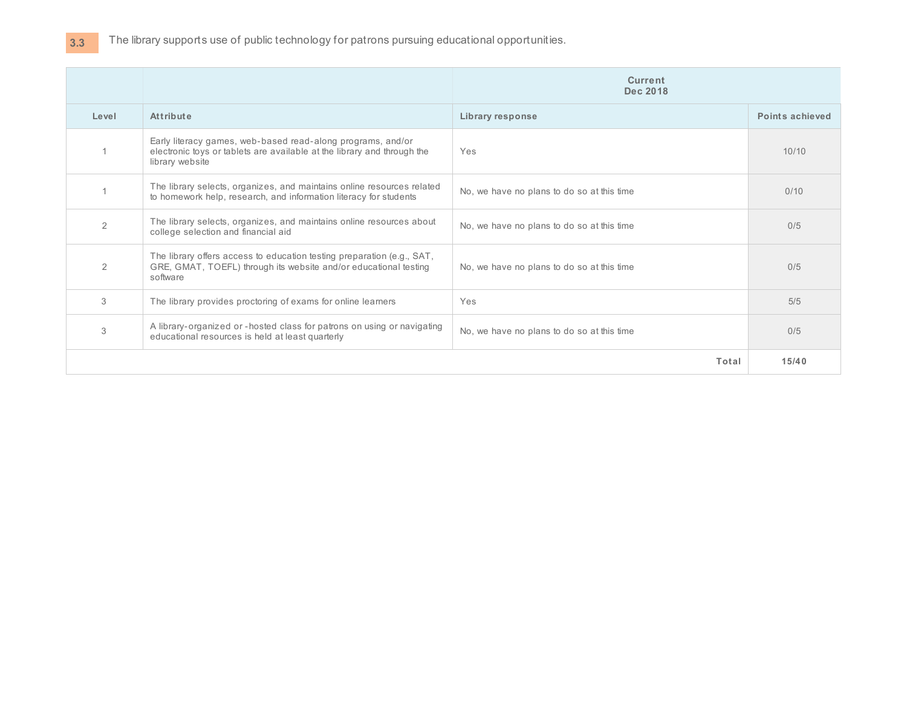**3.3** The library supports use of public technology for patrons pursuing educational opportunities.

| | | Current Dec 2018 | |
|---|---|---|---|
| **Level** | **Attribute** | **Library response** | **Points achieved** |
| 1 | Early literacy games, web-based read-along programs, and/or electronic toys or tablets are available at the library and through the library website | Yes | 10/10 |
| 1 | The library selects, organizes, and maintains online resources related to homework help, research, and information literacy for students | No, we have no plans to do so at this time | 0/10 |
| 2 | The library selects, organizes, and maintains online resources about college selection and financial aid | No, we have no plans to do so at this time | 0/5 |
| 2 | The library offers access to education testing preparation (e.g., SAT, GRE, GMAT, TOEFL) through its website and/or educational testing software | No, we have no plans to do so at this time | 0/5 |
| 3 | The library provides proctoring of exams for online learners | Yes | 5/5 |
| 3 | A library-organized or -hosted class for patrons on using or navigating educational resources is held at least quarterly | No, we have no plans to do so at this time | 0/5 |
| | | **Total** | **15/40** |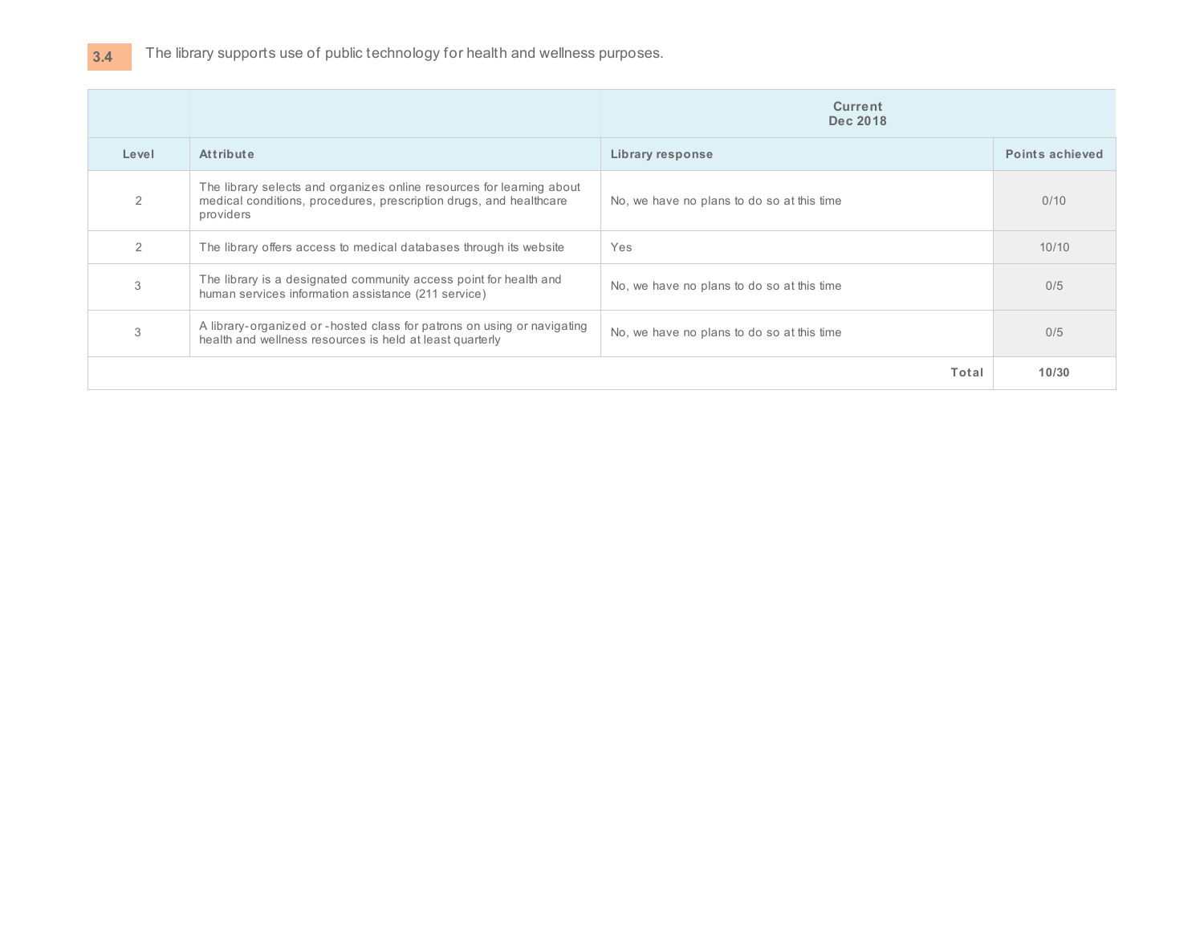**3.4** The library supports use of public technology for health and wellness purposes.

| | | Current Dec 2018 | |
|---|---|---|---|
| **Level** | **Attribute** | **Library response** | **Points achieved** |
| 2 | The library selects and organizes online resources for learning about medical conditions, procedures, prescription drugs, and healthcare providers | No, we have no plans to do so at this time | 0/10 |
| 2 | The library offers access to medical databases through its website | Yes | 10/10 |
| 3 | The library is a designated community access point for health and human services information assistance (211 service) | No, we have no plans to do so at this time | 0/5 |
| 3 | A library-organized or -hosted class for patrons on using or navigating health and wellness resources is held at least quarterly | No, we have no plans to do so at this time | 0/5 |
| | | **Total** | **10/30** |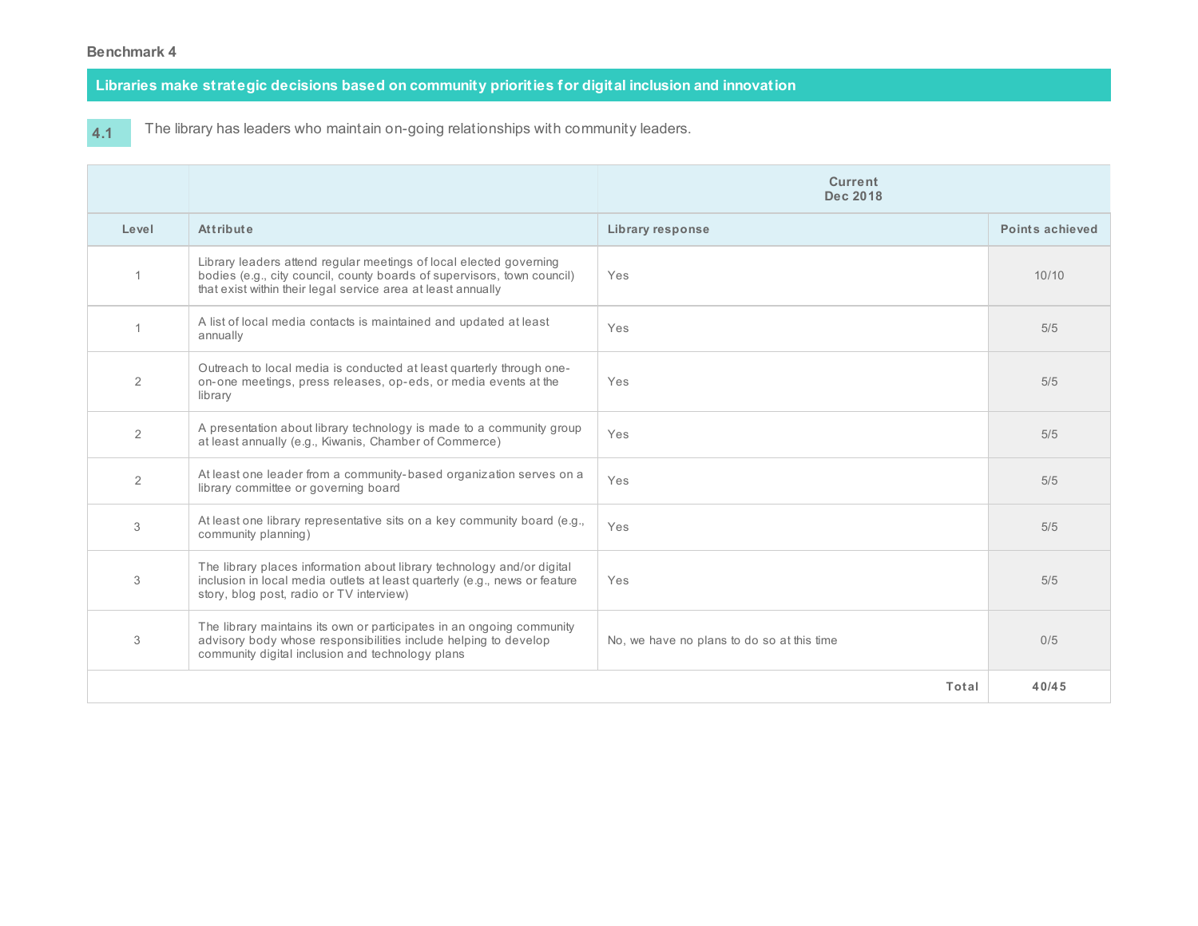**Benchmark 4**

## Libraries make strategic decisions based on community priorities for digital inclusion and innovation

**4.1** The library has leaders who maintain on-going relationships with community leaders.

| | | Current Dec 2018 | |
|---|---|---|---|
| **Level** | **Attribute** | **Library response** | **Points achieved** |
| 1 | Library leaders attend regular meetings of local elected governing bodies (e.g., city council, county boards of supervisors, town council) that exist within their legal service area at least annually | Yes | 10/10 |
| 1 | A list of local media contacts is maintained and updated at least annually | Yes | 5/5 |
| 2 | Outreach to local media is conducted at least quarterly through one-on-one meetings, press releases, op-eds, or media events at the library | Yes | 5/5 |
| 2 | A presentation about library technology is made to a community group at least annually (e.g., Kiwanis, Chamber of Commerce) | Yes | 5/5 |
| 2 | At least one leader from a community-based organization serves on a library committee or governing board | Yes | 5/5 |
| 3 | At least one library representative sits on a key community board (e.g., community planning) | Yes | 5/5 |
| 3 | The library places information about library technology and/or digital inclusion in local media outlets at least quarterly (e.g., news or feature story, blog post, radio or TV interview) | Yes | 5/5 |
| 3 | The library maintains its own or participates in an ongoing community advisory body whose responsibilities include helping to develop community digital inclusion and technology plans | No, we have no plans to do so at this time | 0/5 |
| | | **Total** | **40/45** |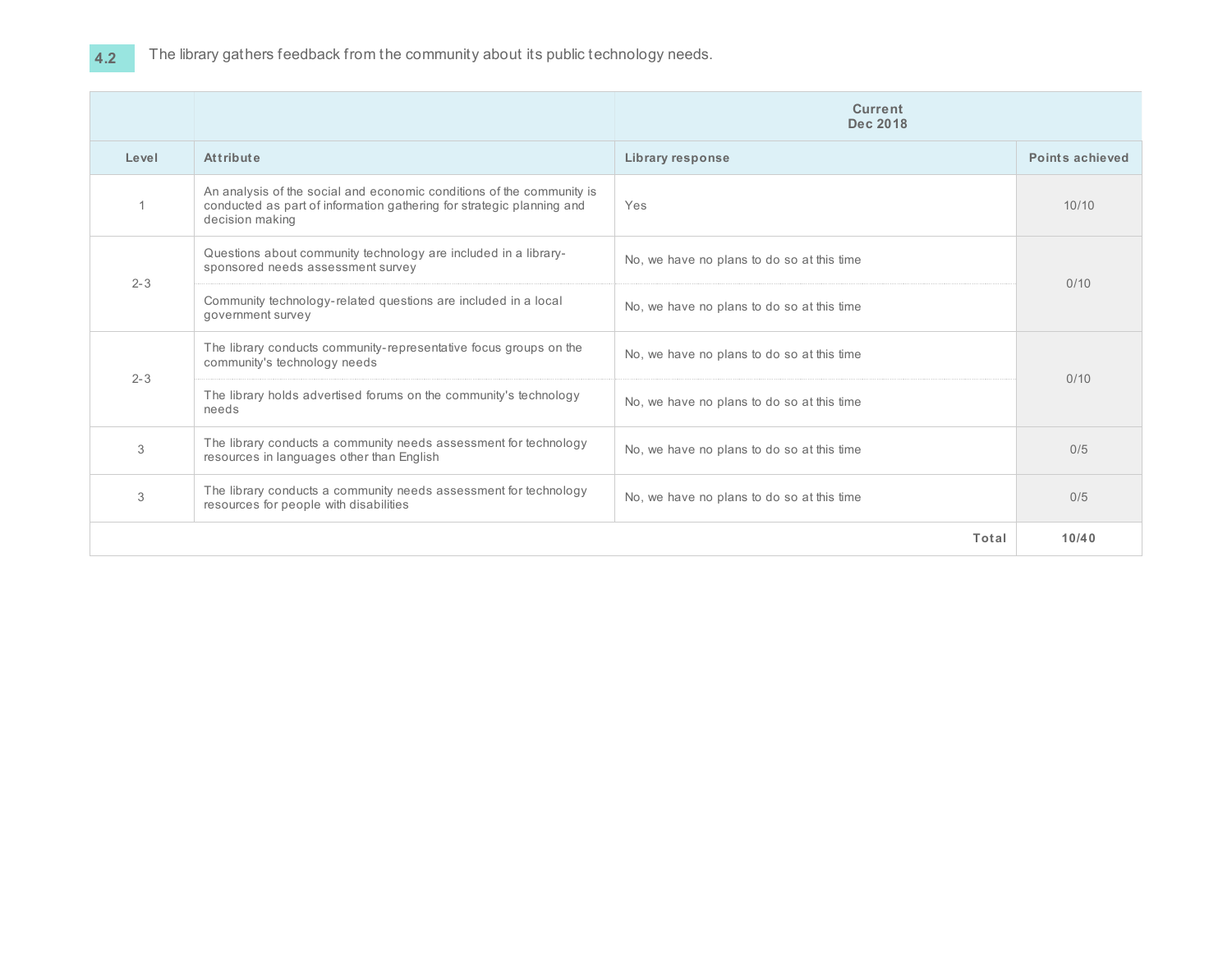**4.2** The library gathers feedback from the community about its public technology needs.

| | | Current Dec 2018 | |
|---|---|---|---|
| **Level** | **Attribute** | **Library response** | **Points achieved** |
| 1 | An analysis of the social and economic conditions of the community is conducted as part of information gathering for strategic planning and decision making | Yes | 10/10 |
| 2-3 | Questions about community technology are included in a library-sponsored needs assessment survey | No, we have no plans to do so at this time | 0/10 |
| | Community technology-related questions are included in a local government survey | No, we have no plans to do so at this time | |
| 2-3 | The library conducts community-representative focus groups on the community's technology needs | No, we have no plans to do so at this time | 0/10 |
| | The library holds advertised forums on the community's technology needs | No, we have no plans to do so at this time | |
| 3 | The library conducts a community needs assessment for technology resources in languages other than English | No, we have no plans to do so at this time | 0/5 |
| 3 | The library conducts a community needs assessment for technology resources for people with disabilities | No, we have no plans to do so at this time | 0/5 |
| | | **Total** | **10/40** |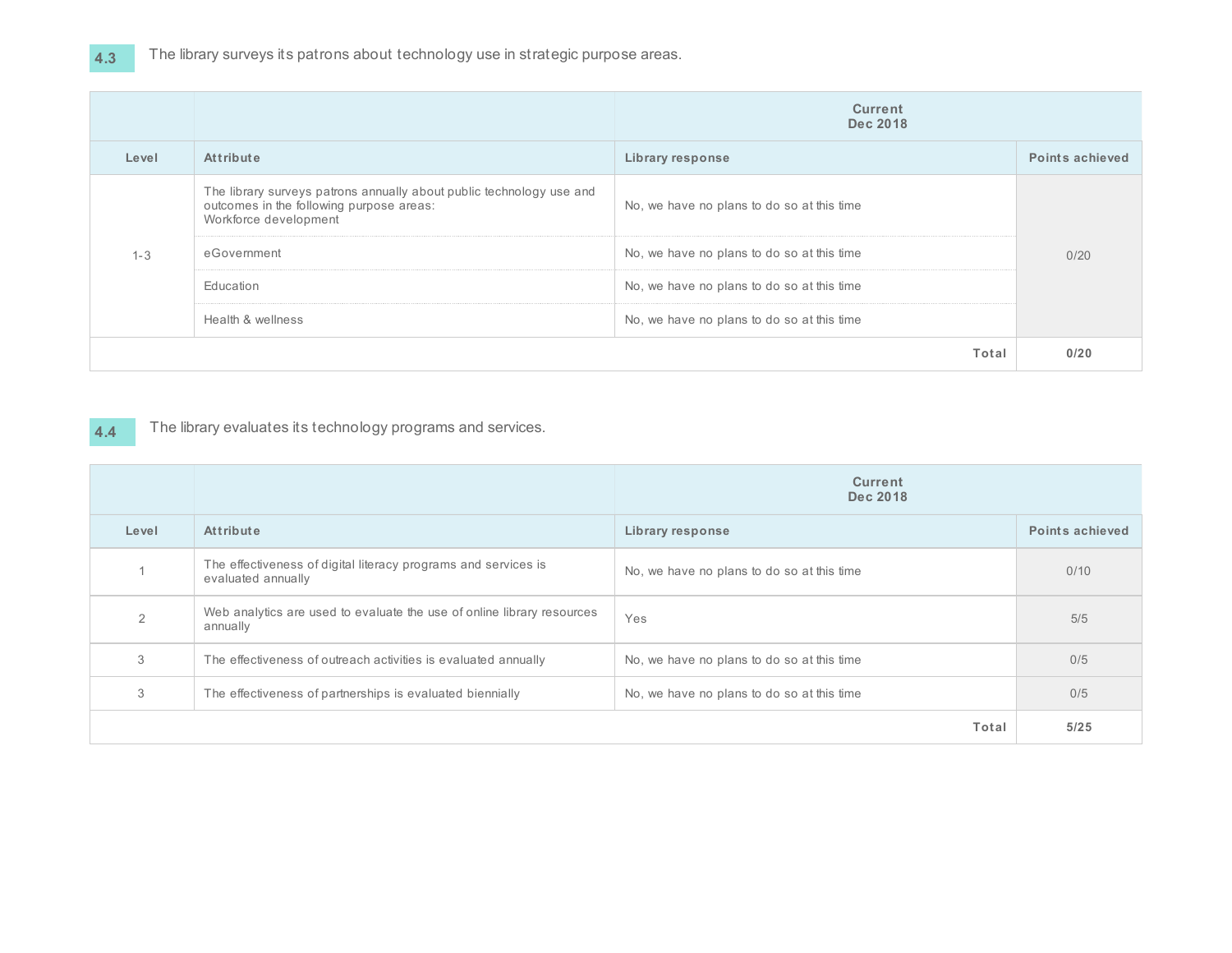**4.3** The library surveys its patrons about technology use in strategic purpose areas.

| | | Current Dec 2018 | |
|---|---|---|---|
| **Level** | **Attribute** | **Library response** | **Points achieved** |
| 1-3 | The library surveys patrons annually about public technology use and outcomes in the following purpose areas: Workforce development | No, we have no plans to do so at this time | 0/20 |
| | eGovernment | No, we have no plans to do so at this time | |
| | Education | No, we have no plans to do so at this time | |
| | Health & wellness | No, we have no plans to do so at this time | |
| | | **Total** | **0/20** |

**4.4** The library evaluates its technology programs and services.

| | | Current Dec 2018 | |
|---|---|---|---|
| **Level** | **Attribute** | **Library response** | **Points achieved** |
| 1 | The effectiveness of digital literacy programs and services is evaluated annually | No, we have no plans to do so at this time | 0/10 |
| 2 | Web analytics are used to evaluate the use of online library resources annually | Yes | 5/5 |
| 3 | The effectiveness of outreach activities is evaluated annually | No, we have no plans to do so at this time | 0/5 |
| 3 | The effectiveness of partnerships is evaluated biennially | No, we have no plans to do so at this time | 0/5 |
| | | **Total** | **5/25** |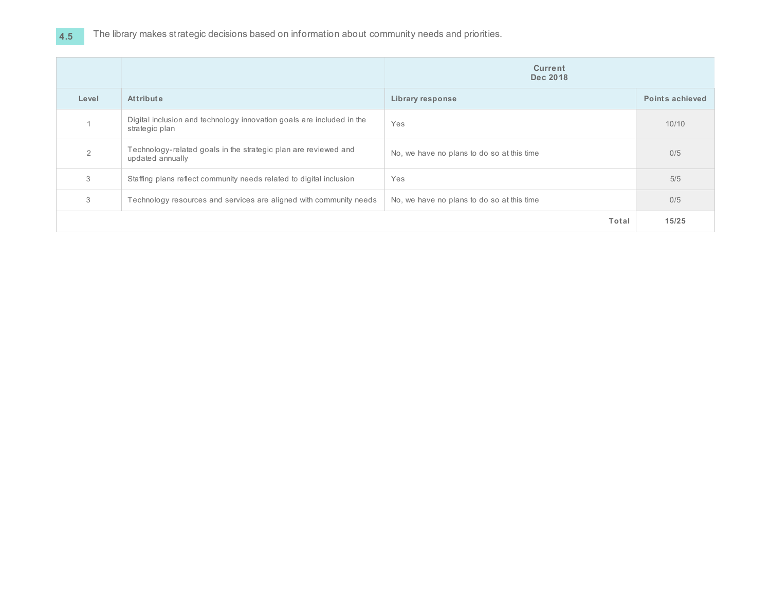**4.5** The library makes strategic decisions based on information about community needs and priorities.

| | | Current Dec 2018 | |
|---|---|---|---|
| **Level** | **Attribute** | **Library response** | **Points achieved** |
| 1 | Digital inclusion and technology innovation goals are included in the strategic plan | Yes | 10/10 |
| 2 | Technology-related goals in the strategic plan are reviewed and updated annually | No, we have no plans to do so at this time | 0/5 |
| 3 | Staffing plans reflect community needs related to digital inclusion | Yes | 5/5 |
| 3 | Technology resources and services are aligned with community needs | No, we have no plans to do so at this time | 0/5 |
| | | **Total** | **15/25** |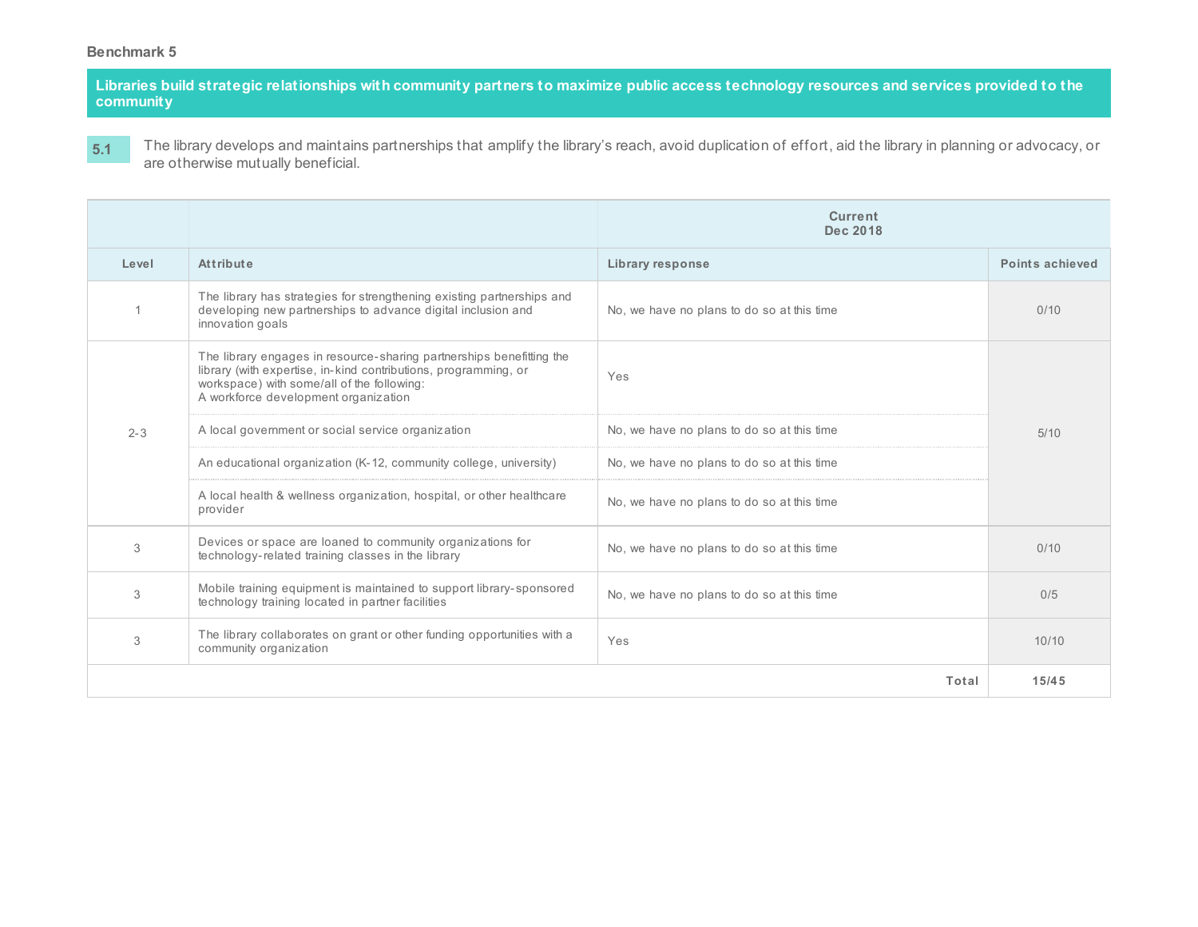**Benchmark 5**

## Libraries build strategic relationships with community partners to maximize public access technology resources and services provided to the community

**5.1** The library develops and maintains partnerships that amplify the library's reach, avoid duplication of effort, aid the library in planning or advocacy, or are otherwise mutually beneficial.

| | | Current Dec 2018 | |
|---|---|---|---|
| **Level** | **Attribute** | **Library response** | **Points achieved** |
| 1 | The library has strategies for strengthening existing partnerships and developing new partnerships to advance digital inclusion and innovation goals | No, we have no plans to do so at this time | 0/10 |
| 2-3 | The library engages in resource-sharing partnerships benefitting the library (with expertise, in-kind contributions, programming, or workspace) with some/all of the following: A workforce development organization | Yes | 5/10 |
| | A local government or social service organization | No, we have no plans to do so at this time | |
| | An educational organization (K-12, community college, university) | No, we have no plans to do so at this time | |
| | A local health & wellness organization, hospital, or other healthcare provider | No, we have no plans to do so at this time | |
| 3 | Devices or space are loaned to community organizations for technology-related training classes in the library | No, we have no plans to do so at this time | 0/10 |
| 3 | Mobile training equipment is maintained to support library-sponsored technology training located in partner facilities | No, we have no plans to do so at this time | 0/5 |
| 3 | The library collaborates on grant or other funding opportunities with a community organization | Yes | 10/10 |
| | | **Total** | **15/45** |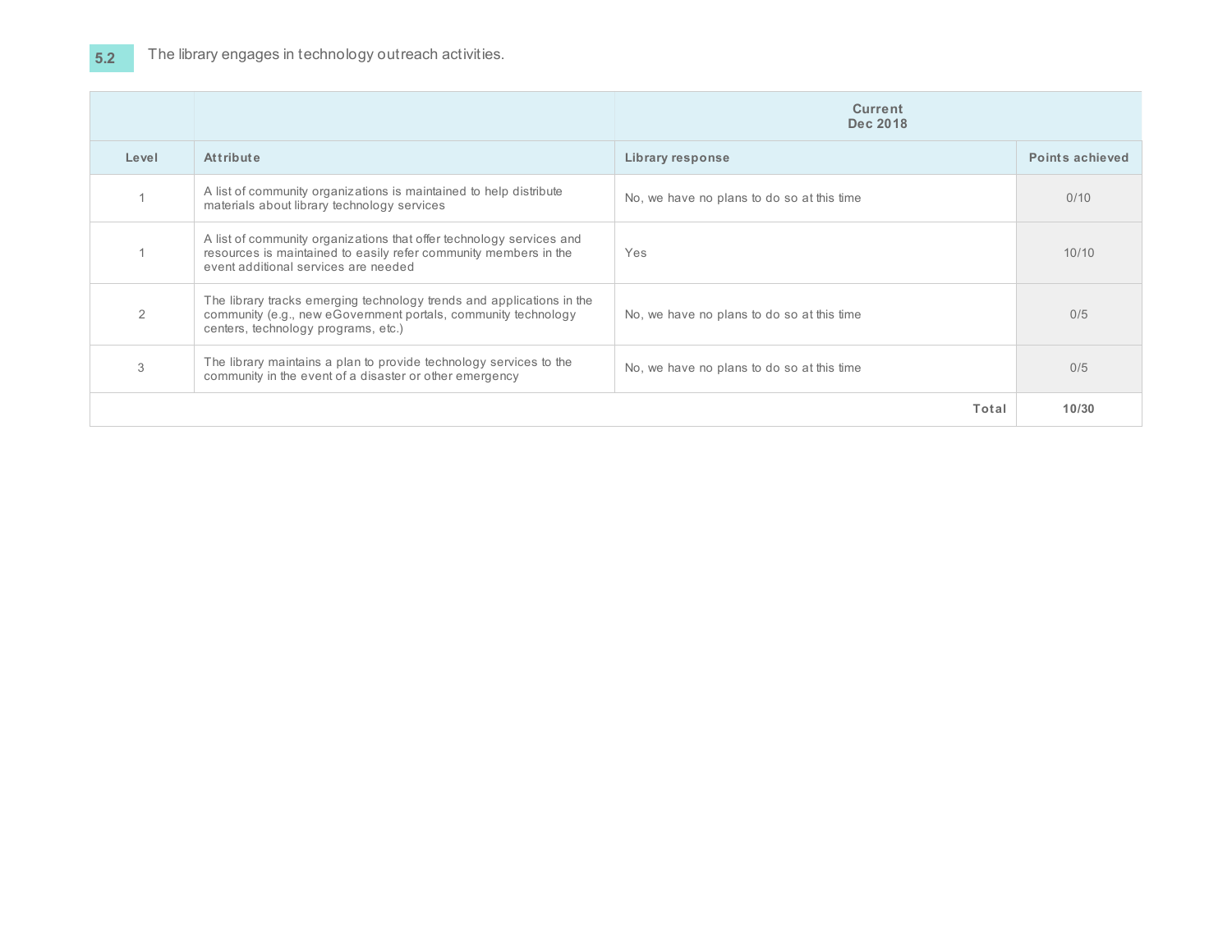**5.2** The library engages in technology outreach activities.

| | | Current Dec 2018 | |
|---|---|---|---|
| **Level** | **Attribute** | **Library response** | **Points achieved** |
| 1 | A list of community organizations is maintained to help distribute materials about library technology services | No, we have no plans to do so at this time | 0/10 |
| 1 | A list of community organizations that offer technology services and resources is maintained to easily refer community members in the event additional services are needed | Yes | 10/10 |
| 2 | The library tracks emerging technology trends and applications in the community (e.g., new eGovernment portals, community technology centers, technology programs, etc.) | No, we have no plans to do so at this time | 0/5 |
| 3 | The library maintains a plan to provide technology services to the community in the event of a disaster or other emergency | No, we have no plans to do so at this time | 0/5 |
| | | **Total** | **10/30** |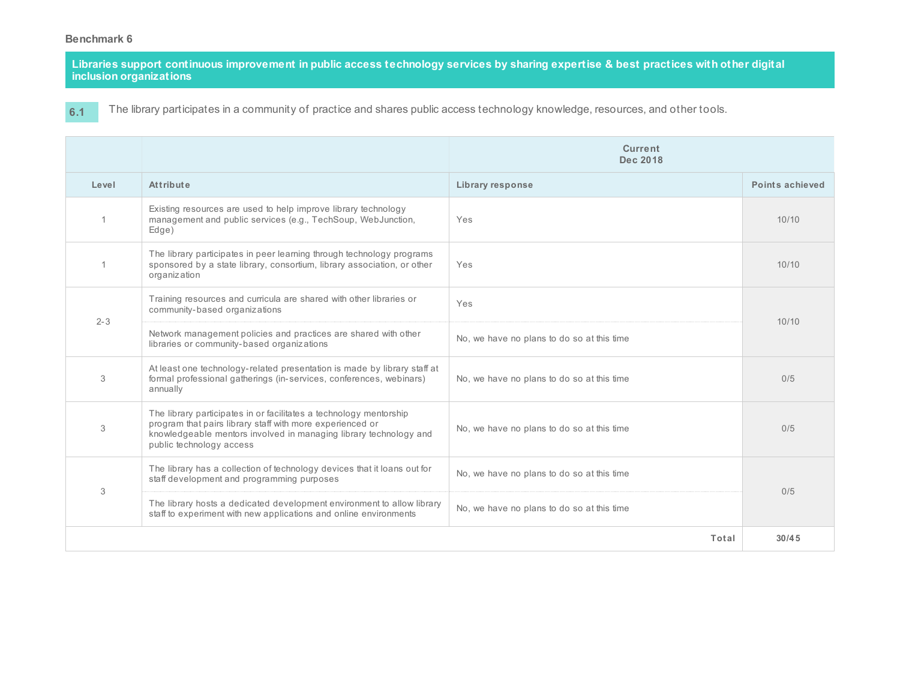**Benchmark 6**

## Libraries support continuous improvement in public access technology services by sharing expertise & best practices with other digital inclusion organizations

**6.1** The library participates in a community of practice and shares public access technology knowledge, resources, and other tools.

| | | Current Dec 2018 | |
|---|---|---|---|
| **Level** | **Attribute** | **Library response** | **Points achieved** |
| 1 | Existing resources are used to help improve library technology management and public services (e.g., TechSoup, WebJunction, Edge) | Yes | 10/10 |
| 1 | The library participates in peer learning through technology programs sponsored by a state library, consortium, library association, or other organization | Yes | 10/10 |
| 2-3 | Training resources and curricula are shared with other libraries or community-based organizations | Yes | 10/10 |
| | Network management policies and practices are shared with other libraries or community-based organizations | No, we have no plans to do so at this time | |
| 3 | At least one technology-related presentation is made by library staff at formal professional gatherings (in-services, conferences, webinars) annually | No, we have no plans to do so at this time | 0/5 |
| 3 | The library participates in or facilitates a technology mentorship program that pairs library staff with more experienced or knowledgeable mentors involved in managing library technology and public technology access | No, we have no plans to do so at this time | 0/5 |
| 3 | The library has a collection of technology devices that it loans out for staff development and programming purposes | No, we have no plans to do so at this time | 0/5 |
| | The library hosts a dedicated development environment to allow library staff to experiment with new applications and online environments | No, we have no plans to do so at this time | |
| | | **Total** | **30/45** |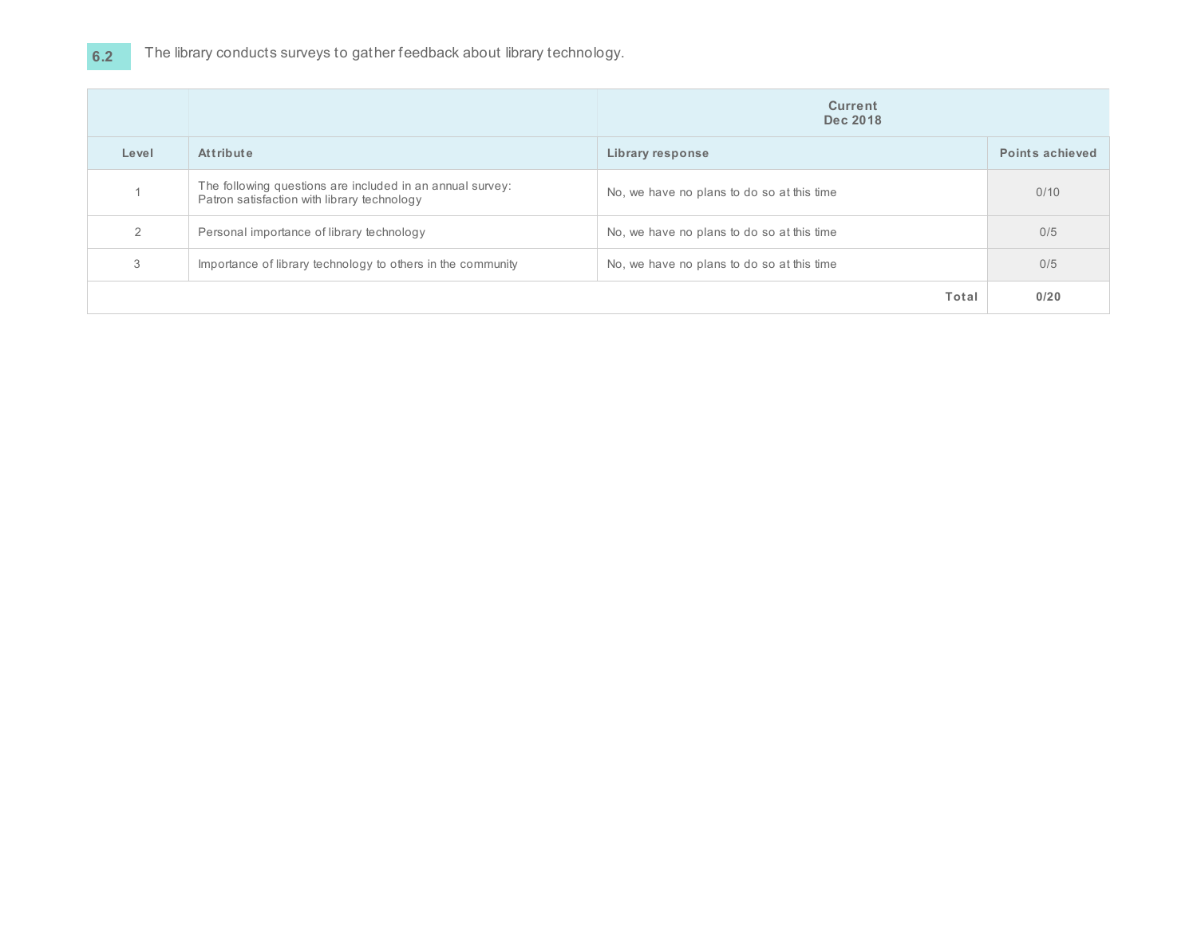**6.2** The library conducts surveys to gather feedback about library technology.

| | | Current Dec 2018 | |
|---|---|---|---|
| **Level** | **Attribute** | **Library response** | **Points achieved** |
| 1 | The following questions are included in an annual survey: Patron satisfaction with library technology | No, we have no plans to do so at this time | 0/10 |
| 2 | Personal importance of library technology | No, we have no plans to do so at this time | 0/5 |
| 3 | Importance of library technology to others in the community | No, we have no plans to do so at this time | 0/5 |
| | | **Total** | **0/20** |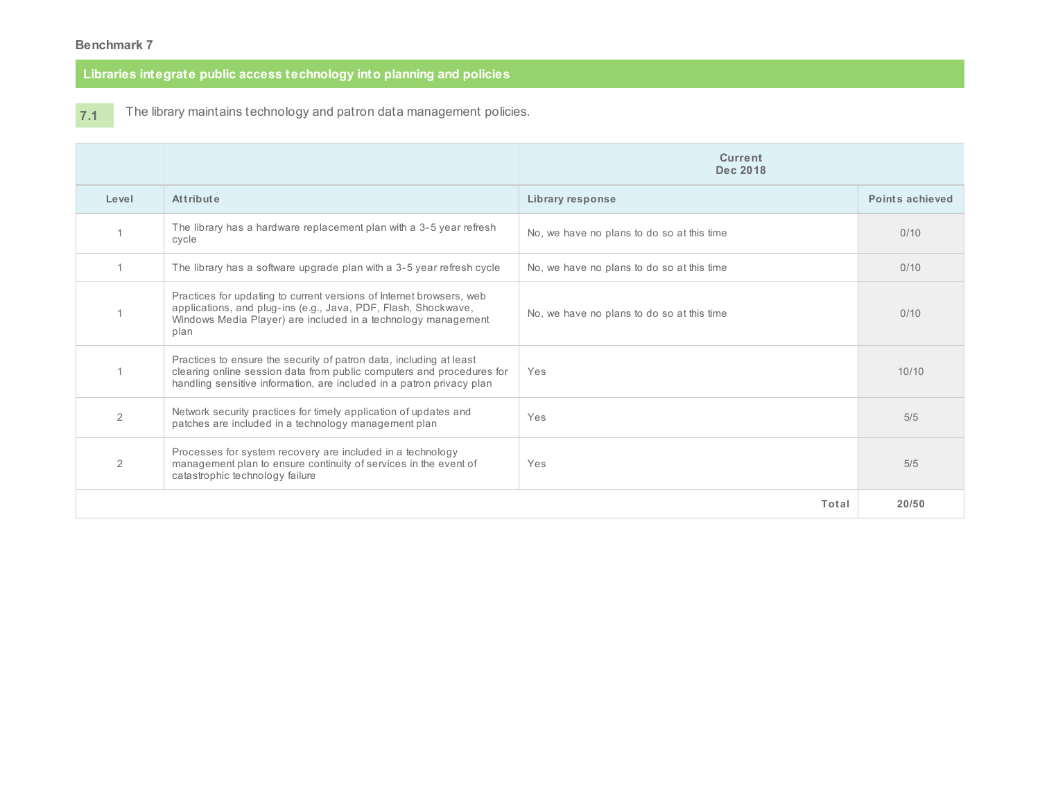**Benchmark 7**

## Libraries integrate public access technology into planning and policies

**7.1** The library maintains technology and patron data management policies.

| | | Current Dec 2018 | |
|---|---|---|---|
| **Level** | **Attribute** | **Library response** | **Points achieved** |
| 1 | The library has a hardware replacement plan with a 3-5 year refresh cycle | No, we have no plans to do so at this time | 0/10 |
| 1 | The library has a software upgrade plan with a 3-5 year refresh cycle | No, we have no plans to do so at this time | 0/10 |
| 1 | Practices for updating to current versions of Internet browsers, web applications, and plug-ins (e.g., Java, PDF, Flash, Shockwave, Windows Media Player) are included in a technology management plan | No, we have no plans to do so at this time | 0/10 |
| 1 | Practices to ensure the security of patron data, including at least clearing online session data from public computers and procedures for handling sensitive information, are included in a patron privacy plan | Yes | 10/10 |
| 2 | Network security practices for timely application of updates and patches are included in a technology management plan | Yes | 5/5 |
| 2 | Processes for system recovery are included in a technology management plan to ensure continuity of services in the event of catastrophic technology failure | Yes | 5/5 |
| | | **Total** | **20/50** |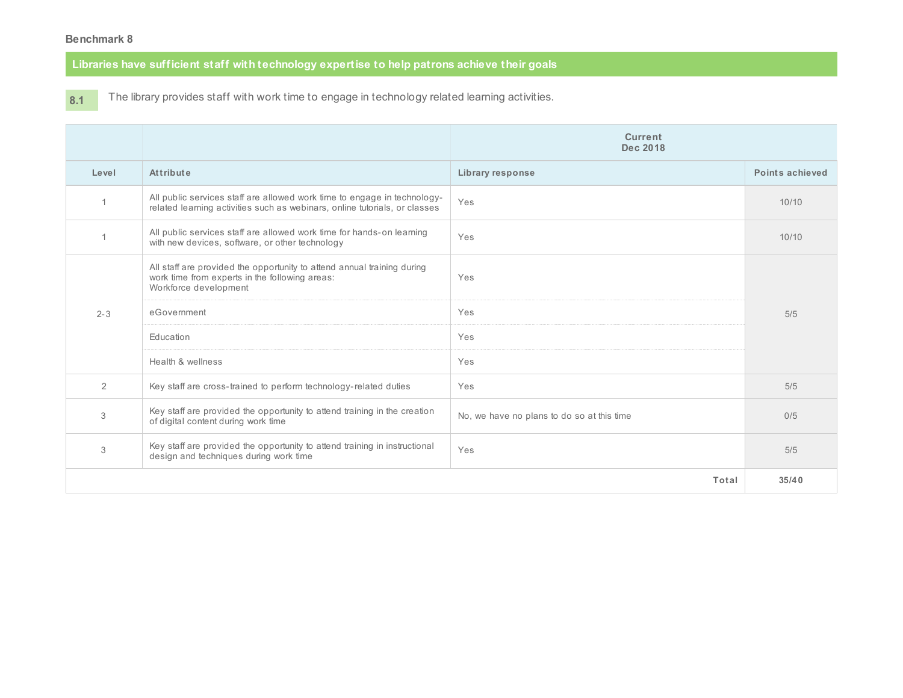**Benchmark 8**

## Libraries have sufficient staff with technology expertise to help patrons achieve their goals

**8.1** The library provides staff with work time to engage in technology related learning activities.

| | | Current Dec 2018 | |
|---|---|---|---|
| **Level** | **Attribute** | **Library response** | **Points achieved** |
| 1 | All public services staff are allowed work time to engage in technology-related learning activities such as webinars, online tutorials, or classes | Yes | 10/10 |
| 1 | All public services staff are allowed work time for hands-on learning with new devices, software, or other technology | Yes | 10/10 |
| 2-3 | All staff are provided the opportunity to attend annual training during work time from experts in the following areas: Workforce development | Yes | 5/5 |
| | eGovernment | Yes | |
| | Education | Yes | |
| | Health & wellness | Yes | |
| 2 | Key staff are cross-trained to perform technology-related duties | Yes | 5/5 |
| 3 | Key staff are provided the opportunity to attend training in the creation of digital content during work time | No, we have no plans to do so at this time | 0/5 |
| 3 | Key staff are provided the opportunity to attend training in instructional design and techniques during work time | Yes | 5/5 |
| | | **Total** | **35/40** |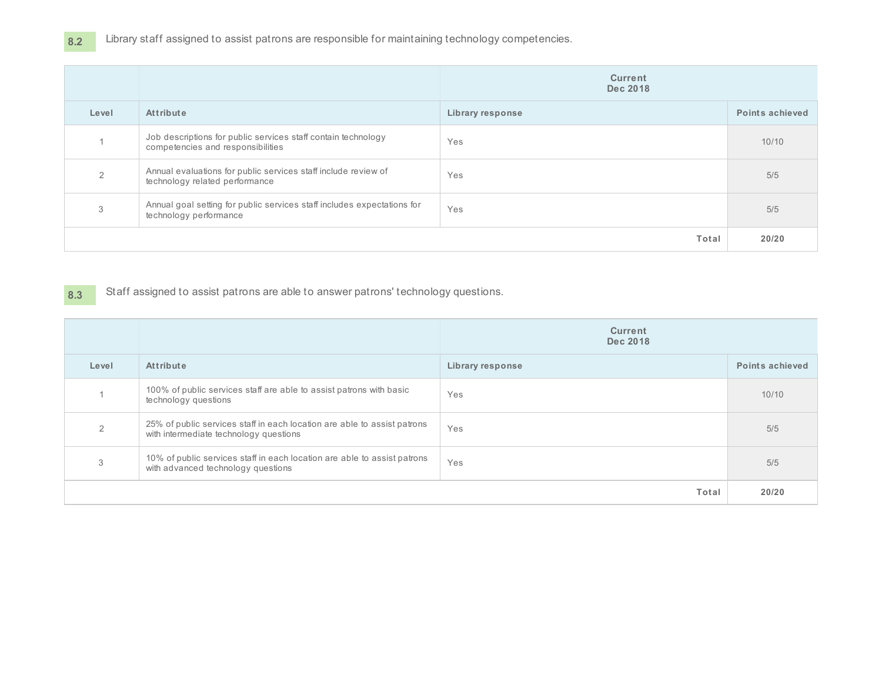**8.2** Library staff assigned to assist patrons are responsible for maintaining technology competencies.

| | | Current Dec 2018 | |
|---|---|---|---|
| **Level** | **Attribute** | **Library response** | **Points achieved** |
| 1 | Job descriptions for public services staff contain technology competencies and responsibilities | Yes | 10/10 |
| 2 | Annual evaluations for public services staff include review of technology related performance | Yes | 5/5 |
| 3 | Annual goal setting for public services staff includes expectations for technology performance | Yes | 5/5 |
| | | **Total** | **20/20** |

**8.3** Staff assigned to assist patrons are able to answer patrons' technology questions.

| | | Current Dec 2018 | |
|---|---|---|---|
| **Level** | **Attribute** | **Library response** | **Points achieved** |
| 1 | 100% of public services staff are able to assist patrons with basic technology questions | Yes | 10/10 |
| 2 | 25% of public services staff in each location are able to assist patrons with intermediate technology questions | Yes | 5/5 |
| 3 | 10% of public services staff in each location are able to assist patrons with advanced technology questions | Yes | 5/5 |
| | | **Total** | **20/20** |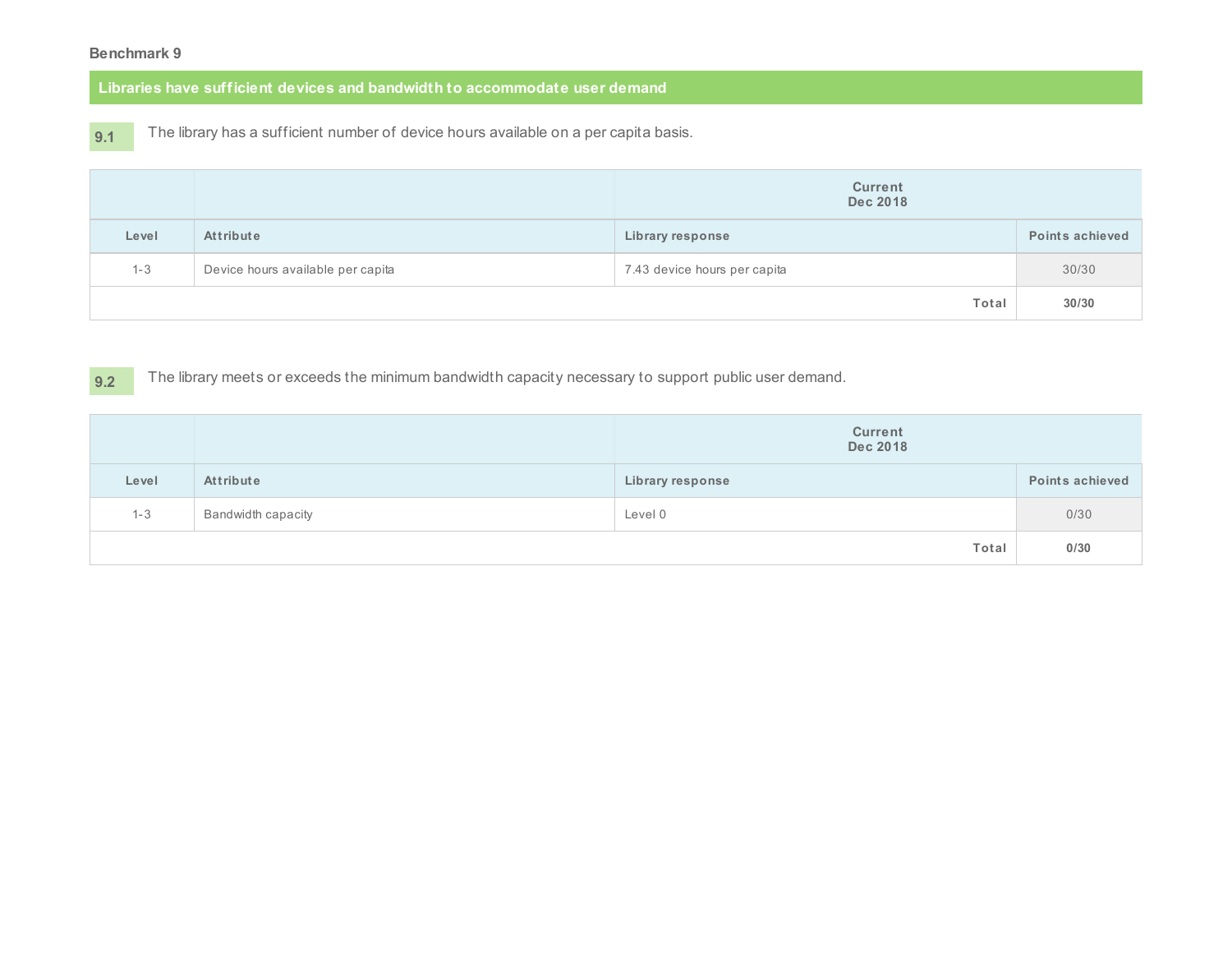**Benchmark 9**

## Libraries have sufficient devices and bandwidth to accommodate user demand

**9.1** The library has a sufficient number of device hours available on a per capita basis.

| | | Current Dec 2018 | |
|---|---|---|---|
| **Level** | **Attribute** | **Library response** | **Points achieved** |
| 1-3 | Device hours available per capita | 7.43 device hours per capita | 30/30 |
| | | **Total** | **30/30** |

**9.2** The library meets or exceeds the minimum bandwidth capacity necessary to support public user demand.

| | | Current Dec 2018 | |
|---|---|---|---|
| **Level** | **Attribute** | **Library response** | **Points achieved** |
| 1-3 | Bandwidth capacity | Level 0 | 0/30 |
| | | **Total** | **0/30** |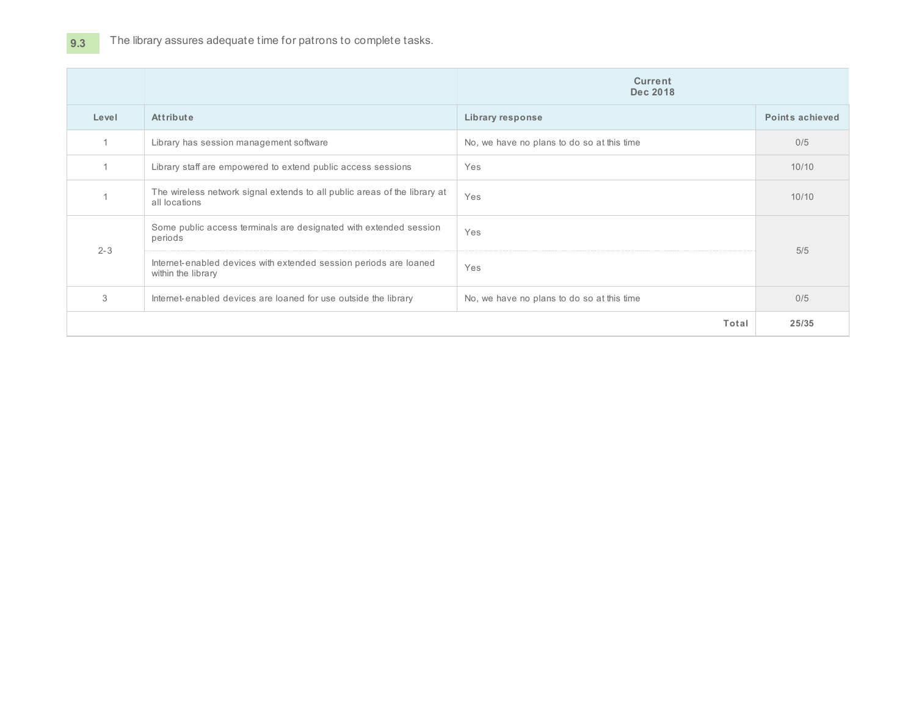**9.3** The library assures adequate time for patrons to complete tasks.

| | | Current Dec 2018 | |
|---|---|---|---|
| **Level** | **Attribute** | **Library response** | **Points achieved** |
| 1 | Library has session management software | No, we have no plans to do so at this time | 0/5 |
| 1 | Library staff are empowered to extend public access sessions | Yes | 10/10 |
| 1 | The wireless network signal extends to all public areas of the library at all locations | Yes | 10/10 |
| 2-3 | Some public access terminals are designated with extended session periods | Yes | 5/5 |
| | Internet-enabled devices with extended session periods are loaned within the library | Yes | |
| 3 | Internet-enabled devices are loaned for use outside the library | No, we have no plans to do so at this time | 0/5 |
| | | **Total** | **25/35** |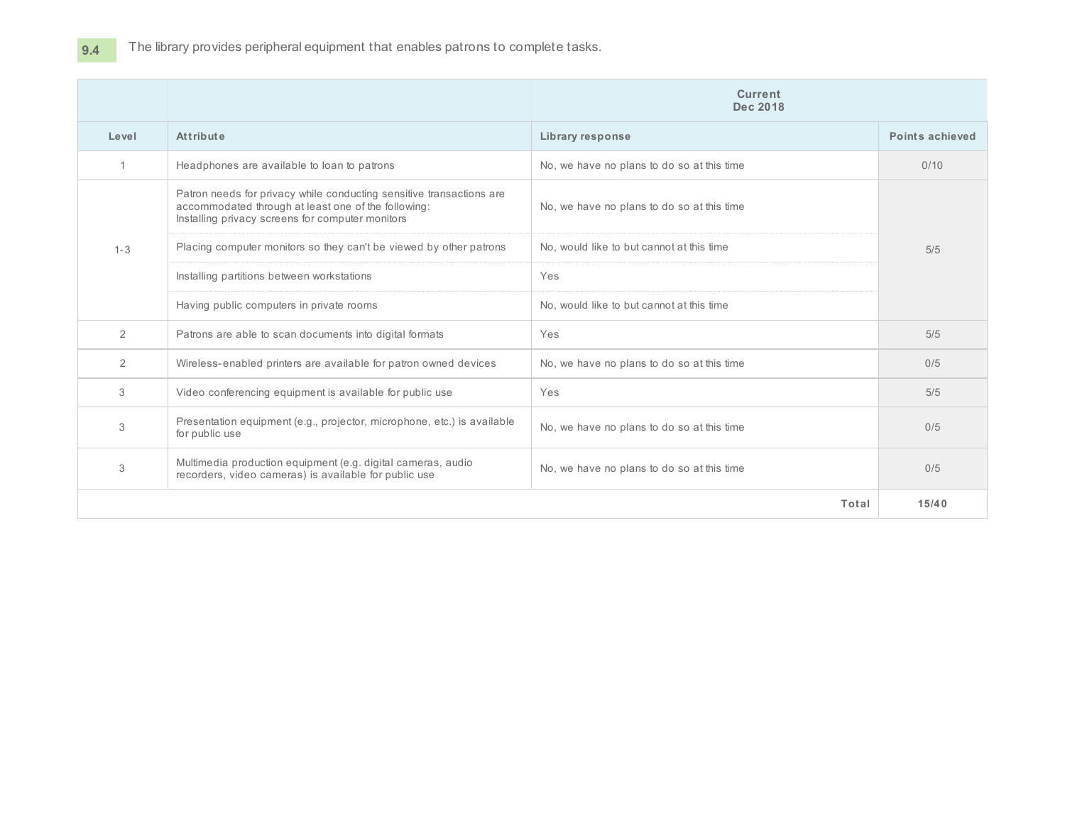**9.4** The library provides peripheral equipment that enables patrons to complete tasks.

| | | Current Dec 2018 | |
|---|---|---|---|
| Level | Attribute | Library response | Points achieved |
| 1 | Headphones are available to loan to patrons | No, we have no plans to do so at this time | 0/10 |
| 1-3 | Patron needs for privacy while conducting sensitive transactions are accommodated through at least one of the following: Installing privacy screens for computer monitors | No, we have no plans to do so at this time | 5/5 |
| | Placing computer monitors so they can't be viewed by other patrons | No, would like to but cannot at this time | |
| | Installing partitions between workstations | Yes | |
| | Having public computers in private rooms | No, would like to but cannot at this time | |
| 2 | Patrons are able to scan documents into digital formats | Yes | 5/5 |
| 2 | Wireless-enabled printers are available for patron owned devices | No, we have no plans to do so at this time | 0/5 |
| 3 | Video conferencing equipment is available for public use | Yes | 5/5 |
| 3 | Presentation equipment (e.g., projector, microphone, etc.) is available for public use | No, we have no plans to do so at this time | 0/5 |
| 3 | Multimedia production equipment (e.g. digital cameras, audio recorders, video cameras) is available for public use | No, we have no plans to do so at this time | 0/5 |
| | | **Total** | **15/40** |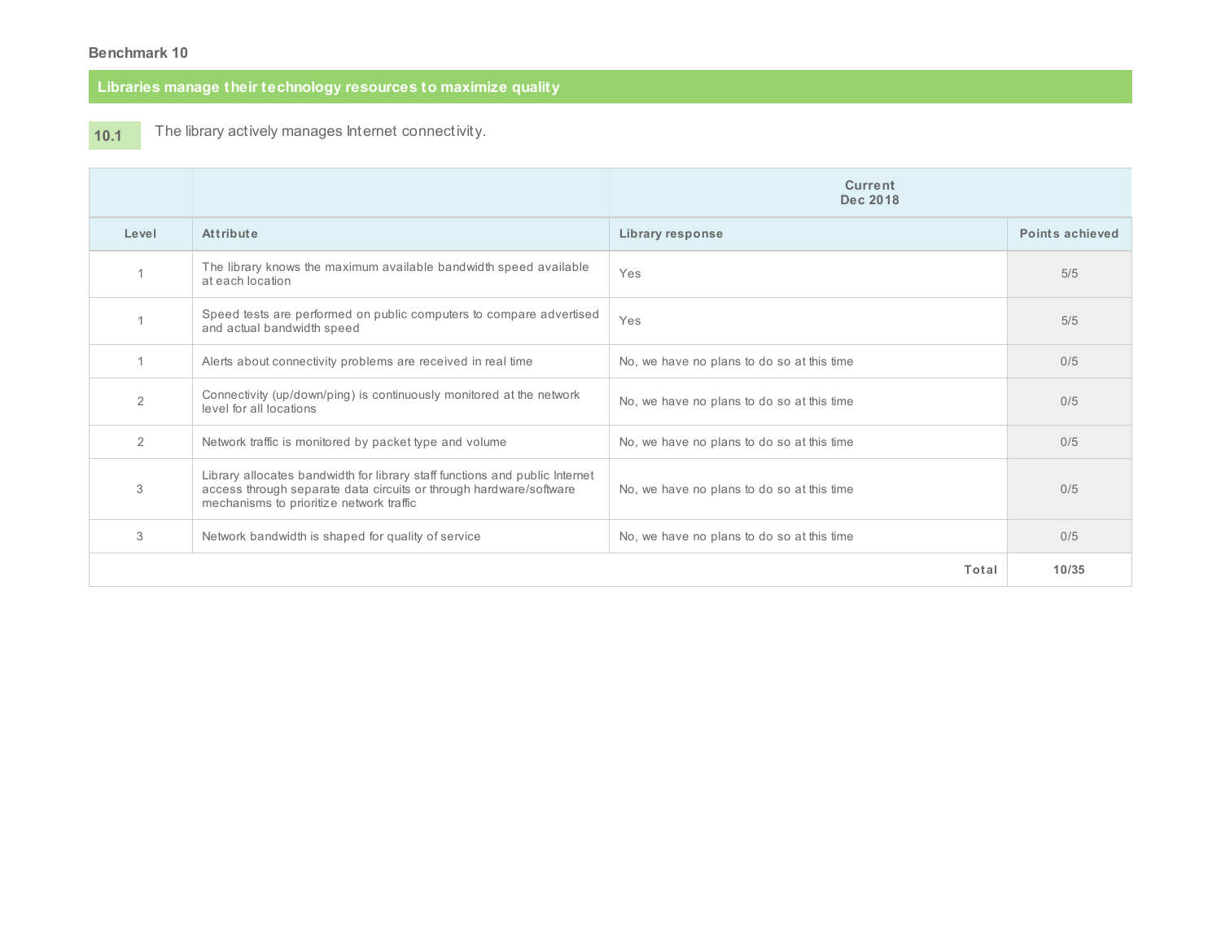**Benchmark 10**

## Libraries manage their technology resources to maximize quality

**10.1** The library actively manages Internet connectivity.

| | | Current Dec 2018 | |
|---|---|---|---|
| **Level** | **Attribute** | **Library response** | **Points achieved** |
| 1 | The library knows the maximum available bandwidth speed available at each location | Yes | 5/5 |
| 1 | Speed tests are performed on public computers to compare advertised and actual bandwidth speed | Yes | 5/5 |
| 1 | Alerts about connectivity problems are received in real time | No, we have no plans to do so at this time | 0/5 |
| 2 | Connectivity (up/down/ping) is continuously monitored at the network level for all locations | No, we have no plans to do so at this time | 0/5 |
| 2 | Network traffic is monitored by packet type and volume | No, we have no plans to do so at this time | 0/5 |
| 3 | Library allocates bandwidth for library staff functions and public Internet access through separate data circuits or through hardware/software mechanisms to prioritize network traffic | No, we have no plans to do so at this time | 0/5 |
| 3 | Network bandwidth is shaped for quality of service | No, we have no plans to do so at this time | 0/5 |
| | | **Total** | **10/35** |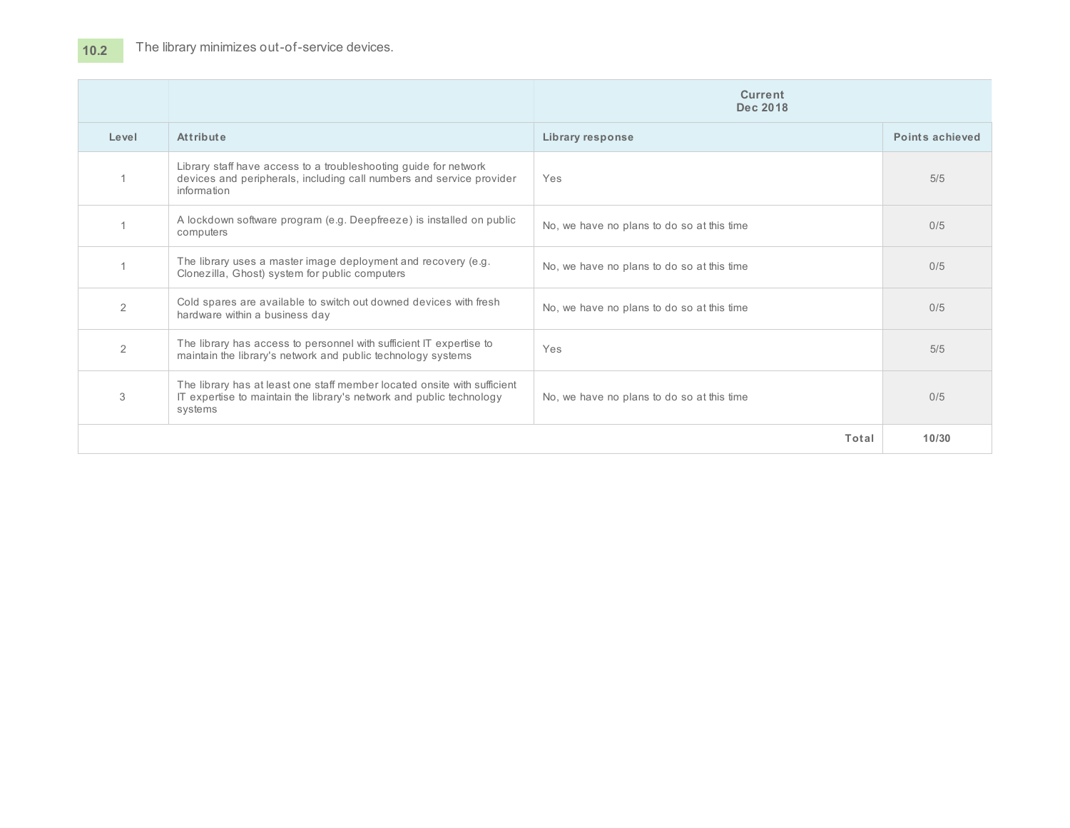**10.2** The library minimizes out-of-service devices.

| | | Current Dec 2018 | |
|---|---|---|---|
| **Level** | **Attribute** | **Library response** | **Points achieved** |
| 1 | Library staff have access to a troubleshooting guide for network devices and peripherals, including call numbers and service provider information | Yes | 5/5 |
| 1 | A lockdown software program (e.g. Deepfreeze) is installed on public computers | No, we have no plans to do so at this time | 0/5 |
| 1 | The library uses a master image deployment and recovery (e.g. Clonezilla, Ghost) system for public computers | No, we have no plans to do so at this time | 0/5 |
| 2 | Cold spares are available to switch out downed devices with fresh hardware within a business day | No, we have no plans to do so at this time | 0/5 |
| 2 | The library has access to personnel with sufficient IT expertise to maintain the library's network and public technology systems | Yes | 5/5 |
| 3 | The library has at least one staff member located onsite with sufficient IT expertise to maintain the library's network and public technology systems | No, we have no plans to do so at this time | 0/5 |
| | | **Total** | **10/30** |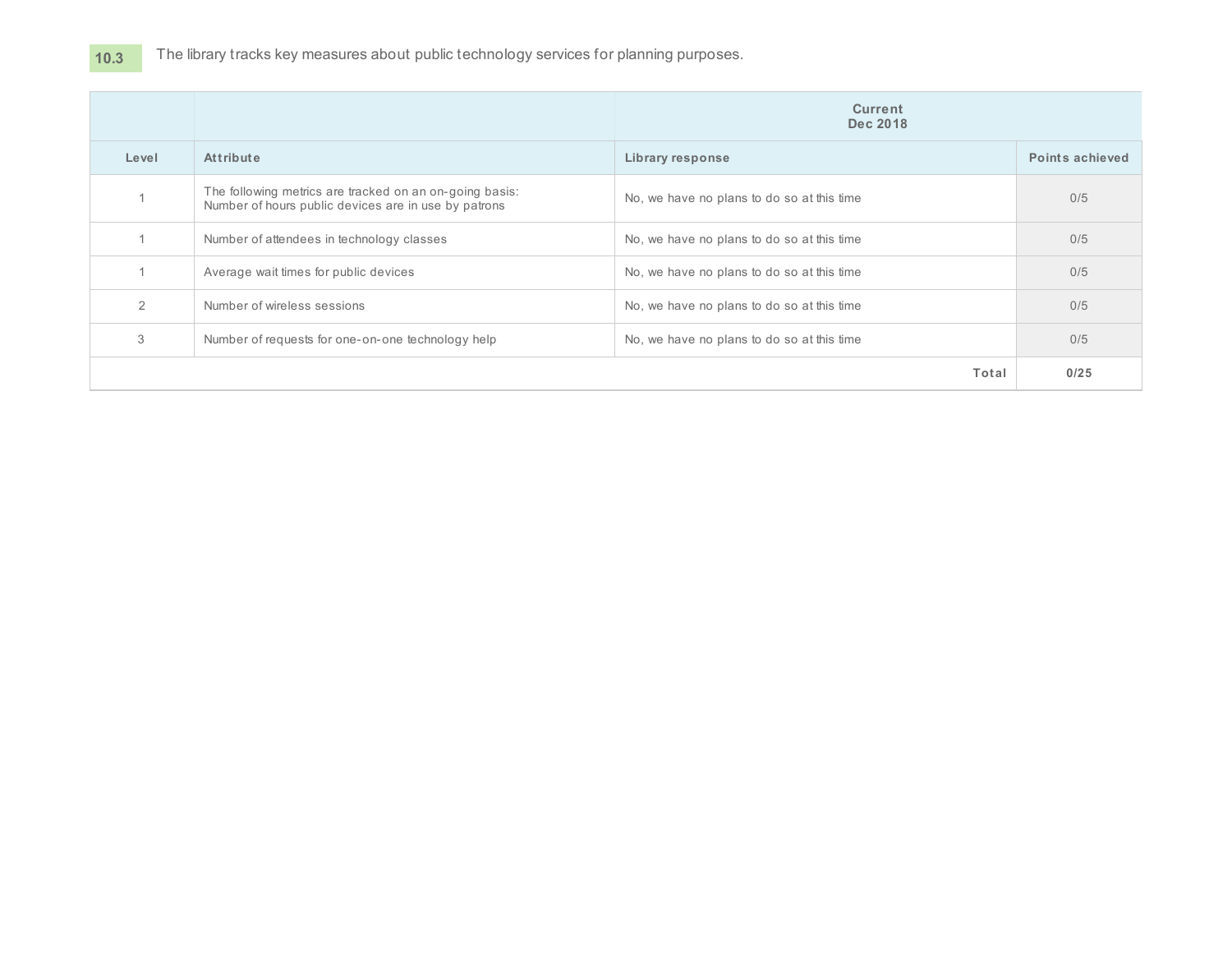**10.3** The library tracks key measures about public technology services for planning purposes.

| | | Current<br>Dec 2018 | |
|---|---|---|---|
| **Level** | **Attribute** | **Library response** | **Points achieved** |
| 1 | The following metrics are tracked on an on-going basis:<br>Number of hours public devices are in use by patrons | No, we have no plans to do so at this time | 0/5 |
| 1 | Number of attendees in technology classes | No, we have no plans to do so at this time | 0/5 |
| 1 | Average wait times for public devices | No, we have no plans to do so at this time | 0/5 |
| 2 | Number of wireless sessions | No, we have no plans to do so at this time | 0/5 |
| 3 | Number of requests for one-on-one technology help | No, we have no plans to do so at this time | 0/5 |
| | | **Total** | **0/25** |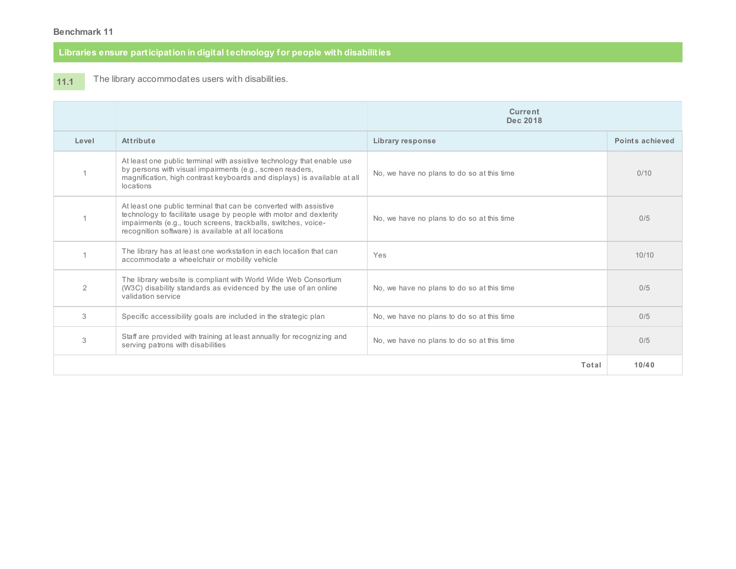**Benchmark 11**

## Libraries ensure participation in digital technology for people with disabilities

**11.1** The library accommodates users with disabilities.

| | | Current Dec 2018 | |
|---|---|---|---|
| **Level** | **Attribute** | **Library response** | **Points achieved** |
| 1 | At least one public terminal with assistive technology that enable use by persons with visual impairments (e.g., screen readers, magnification, high contrast keyboards and displays) is available at all locations | No, we have no plans to do so at this time | 0/10 |
| 1 | At least one public terminal that can be converted with assistive technology to facilitate usage by people with motor and dexterity impairments (e.g., touch screens, trackballs, switches, voice-recognition software) is available at all locations | No, we have no plans to do so at this time | 0/5 |
| 1 | The library has at least one workstation in each location that can accommodate a wheelchair or mobility vehicle | Yes | 10/10 |
| 2 | The library website is compliant with World Wide Web Consortium (W3C) disability standards as evidenced by the use of an online validation service | No, we have no plans to do so at this time | 0/5 |
| 3 | Specific accessibility goals are included in the strategic plan | No, we have no plans to do so at this time | 0/5 |
| 3 | Staff are provided with training at least annually for recognizing and serving patrons with disabilities | No, we have no plans to do so at this time | 0/5 |
| | | **Total** | **10/40** |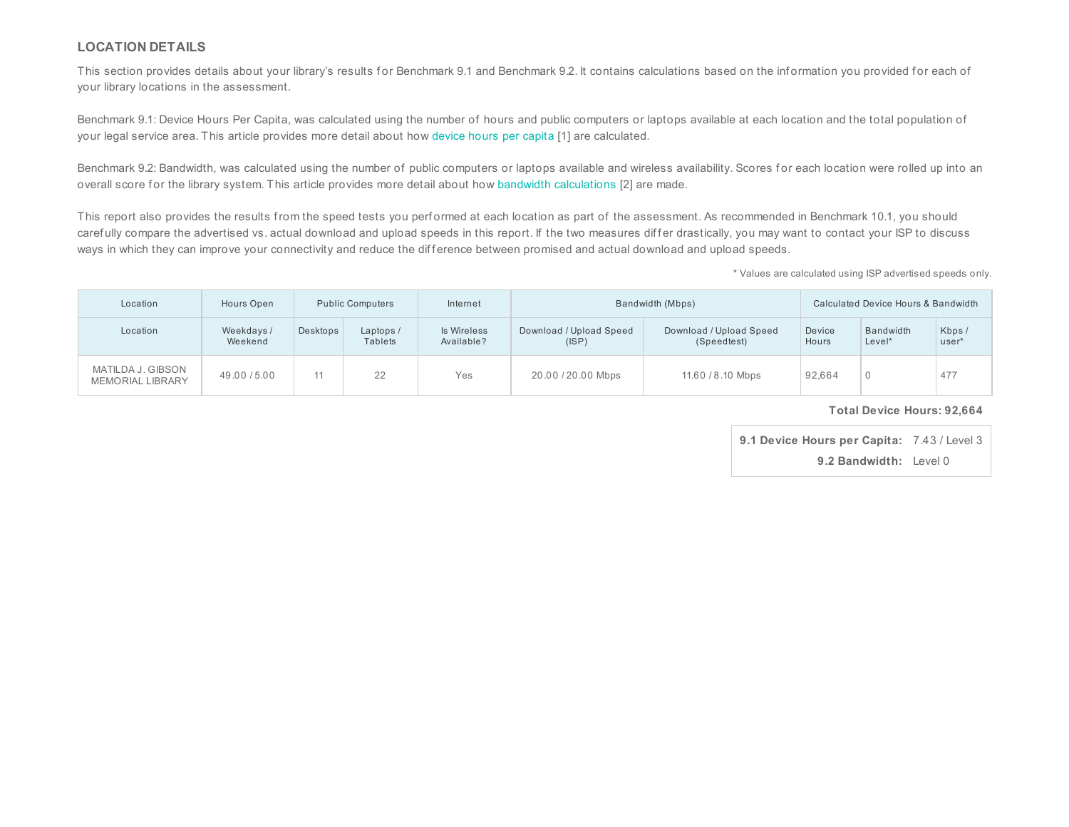## LOCATION DETAILS

This section provides details about your library's results for Benchmark 9.1 and Benchmark 9.2. It contains calculations based on the information you provided for each of your library locations in the assessment.

Benchmark 9.1: Device Hours Per Capita, was calculated using the number of hours and public computers or laptops available at each location and the total population of your legal service area. This article provides more detail about how device hours per capita [1] are calculated.

Benchmark 9.2: Bandwidth, was calculated using the number of public computers or laptops available and wireless availability. Scores for each location were rolled up into an overall score for the library system. This article provides more detail about how bandwidth calculations [2] are made.

This report also provides the results from the speed tests you performed at each location as part of the assessment. As recommended in Benchmark 10.1, you should carefully compare the advertised vs. actual download and upload speeds in this report. If the two measures differ drastically, you may want to contact your ISP to discuss ways in which they can improve your connectivity and reduce the difference between promised and actual download and upload speeds.

* Values are calculated using ISP advertised speeds only.

| Location | Hours Open | Public Computers | | Internet | Bandwidth (Mbps) | | Calculated Device Hours & Bandwidth | | |
|---|---|---|---|---|---|---|---|---|---|
| Location | Weekdays / Weekend | Desktops | Laptops / Tablets | Is Wireless Available? | Download / Upload Speed (ISP) | Download / Upload Speed (Speedtest) | Device Hours | Bandwidth Level* | Kbps / user* |
| MATILDA J. GIBSON MEMORIAL LIBRARY | 49.00 / 5.00 | 11 | 22 | Yes | 20.00 / 20.00 Mbps | 11.60 / 8.10 Mbps | 92,664 | 0 | 477 |

**Total Device Hours: 92,664**

**9.1 Device Hours per Capita:** 7.43 / Level 3

**9.2 Bandwidth:** Level 0